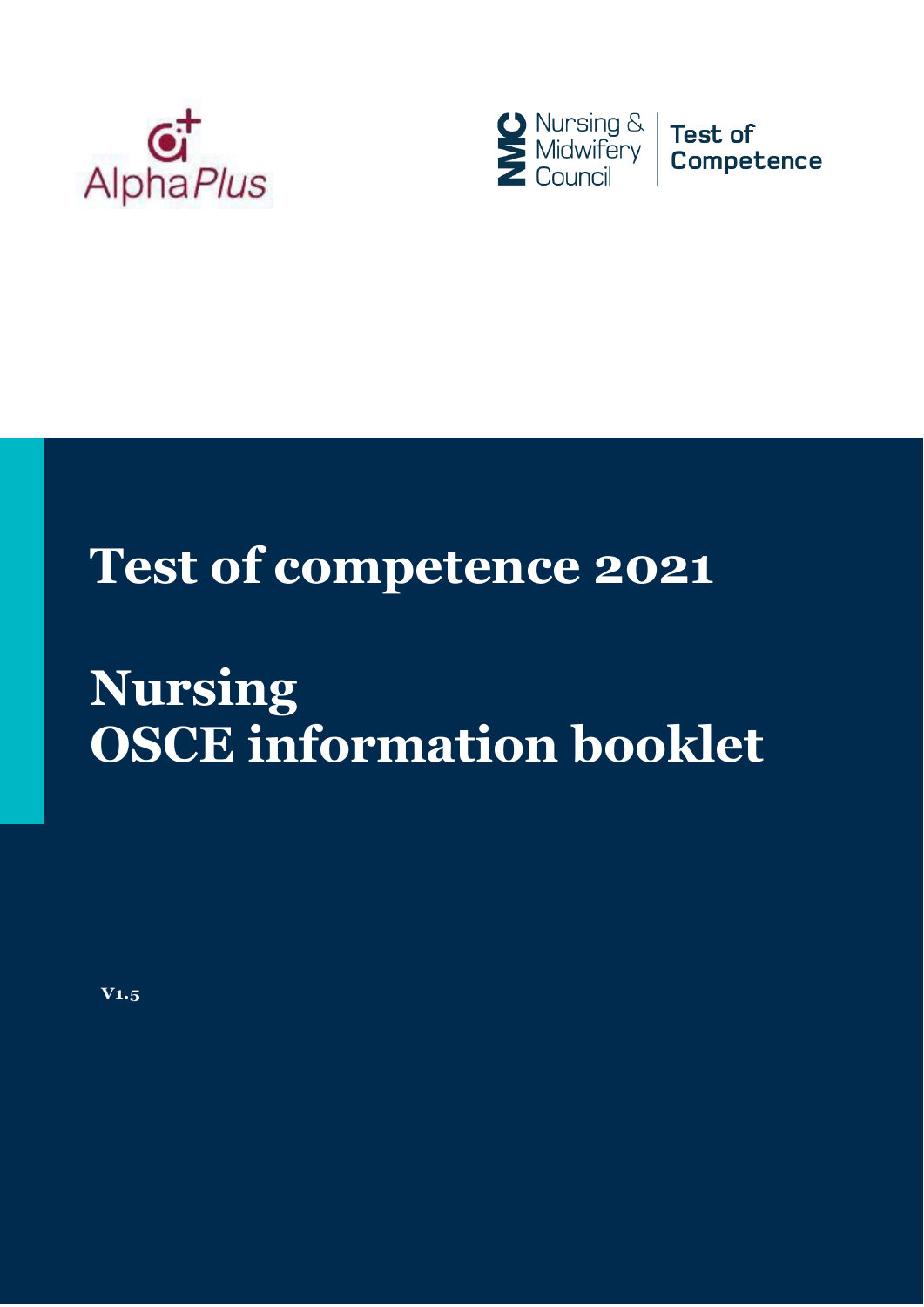AlphaPlus

Nursing & Midwifery Council | Test of Competence

# Test of competence 2021

# Nursing
# OSCE information booklet

V1.5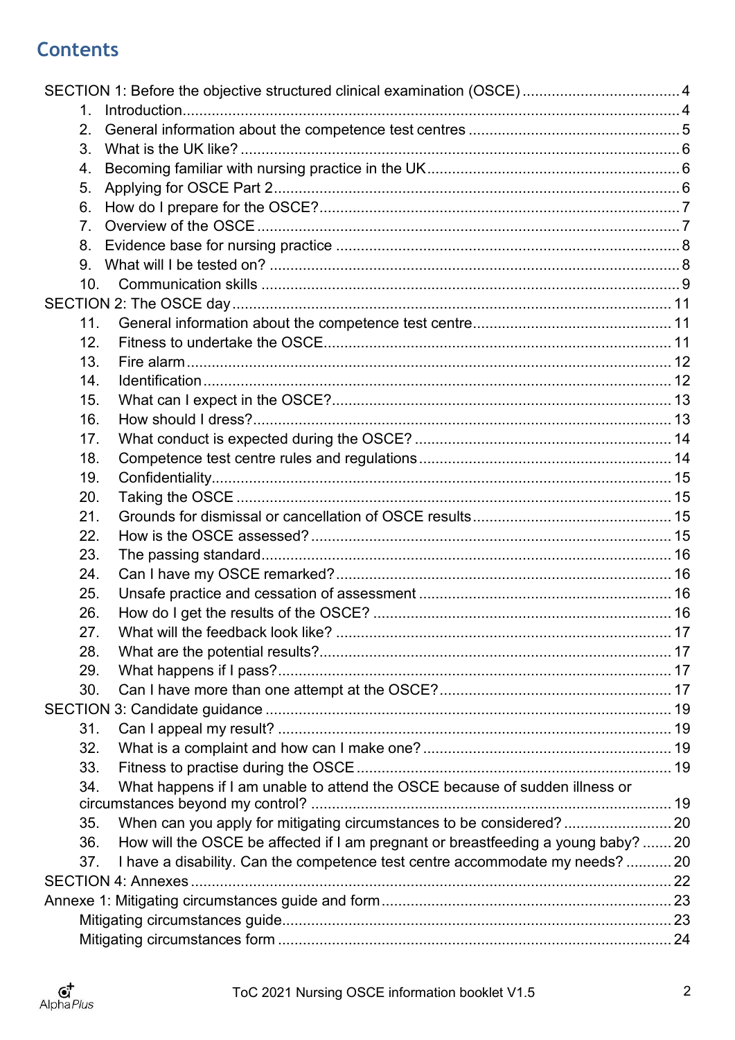# Contents

SECTION 1: Before the objective structured clinical examination (OSCE) ....... 4

1. Introduction ....... 4
2. General information about the competence test centres ....... 5
3. What is the UK like? ....... 6
4. Becoming familiar with nursing practice in the UK ....... 6
5. Applying for OSCE Part 2 ....... 6
6. How do I prepare for the OSCE? ....... 7
7. Overview of the OSCE ....... 7
8. Evidence base for nursing practice ....... 8
9. What will I be tested on? ....... 8
10. Communication skills ....... 9

SECTION 2: The OSCE day ....... 11

11. General information about the competence test centre ....... 11
12. Fitness to undertake the OSCE ....... 11
13. Fire alarm ....... 12
14. Identification ....... 12
15. What can I expect in the OSCE? ....... 13
16. How should I dress? ....... 13
17. What conduct is expected during the OSCE? ....... 14
18. Competence test centre rules and regulations ....... 14
19. Confidentiality ....... 15
20. Taking the OSCE ....... 15
21. Grounds for dismissal or cancellation of OSCE results ....... 15
22. How is the OSCE assessed? ....... 15
23. The passing standard ....... 16
24. Can I have my OSCE remarked? ....... 16
25. Unsafe practice and cessation of assessment ....... 16
26. How do I get the results of the OSCE? ....... 16
27. What will the feedback look like? ....... 17
28. What are the potential results? ....... 17
29. What happens if I pass? ....... 17
30. Can I have more than one attempt at the OSCE? ....... 17

SECTION 3: Candidate guidance ....... 19

31. Can I appeal my result? ....... 19
32. What is a complaint and how can I make one? ....... 19
33. Fitness to practise during the OSCE ....... 19
34. What happens if I am unable to attend the OSCE because of sudden illness or circumstances beyond my control? ....... 19
35. When can you apply for mitigating circumstances to be considered? ....... 20
36. How will the OSCE be affected if I am pregnant or breastfeeding a young baby? ....... 20
37. I have a disability. Can the competence test centre accommodate my needs? ....... 20

SECTION 4: Annexes ....... 22

Annexe 1: Mitigating circumstances guide and form ....... 23

- Mitigating circumstances guide ....... 23
- Mitigating circumstances form ....... 24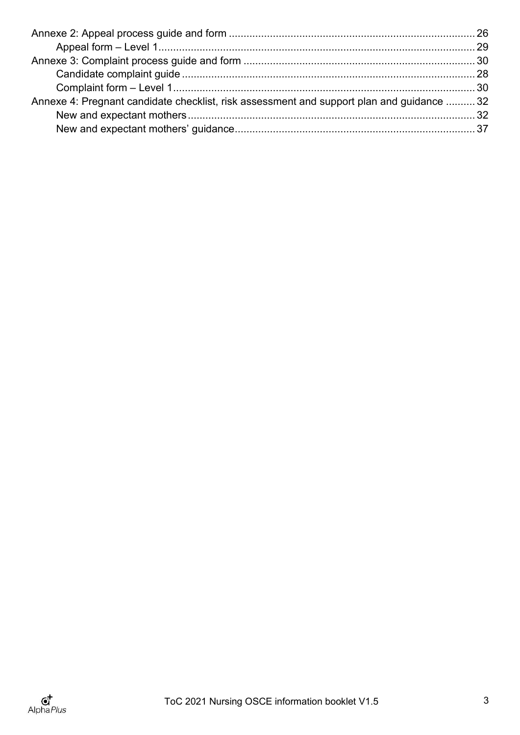Annexe 2: Appeal process guide and form ..... 26
- Appeal form – Level 1 ..... 29

Annexe 3: Complaint process guide and form ..... 30
- Candidate complaint guide ..... 28
- Complaint form – Level 1 ..... 30

Annexe 4: Pregnant candidate checklist, risk assessment and support plan and guidance ..... 32
- New and expectant mothers ..... 32
- New and expectant mothers' guidance ..... 37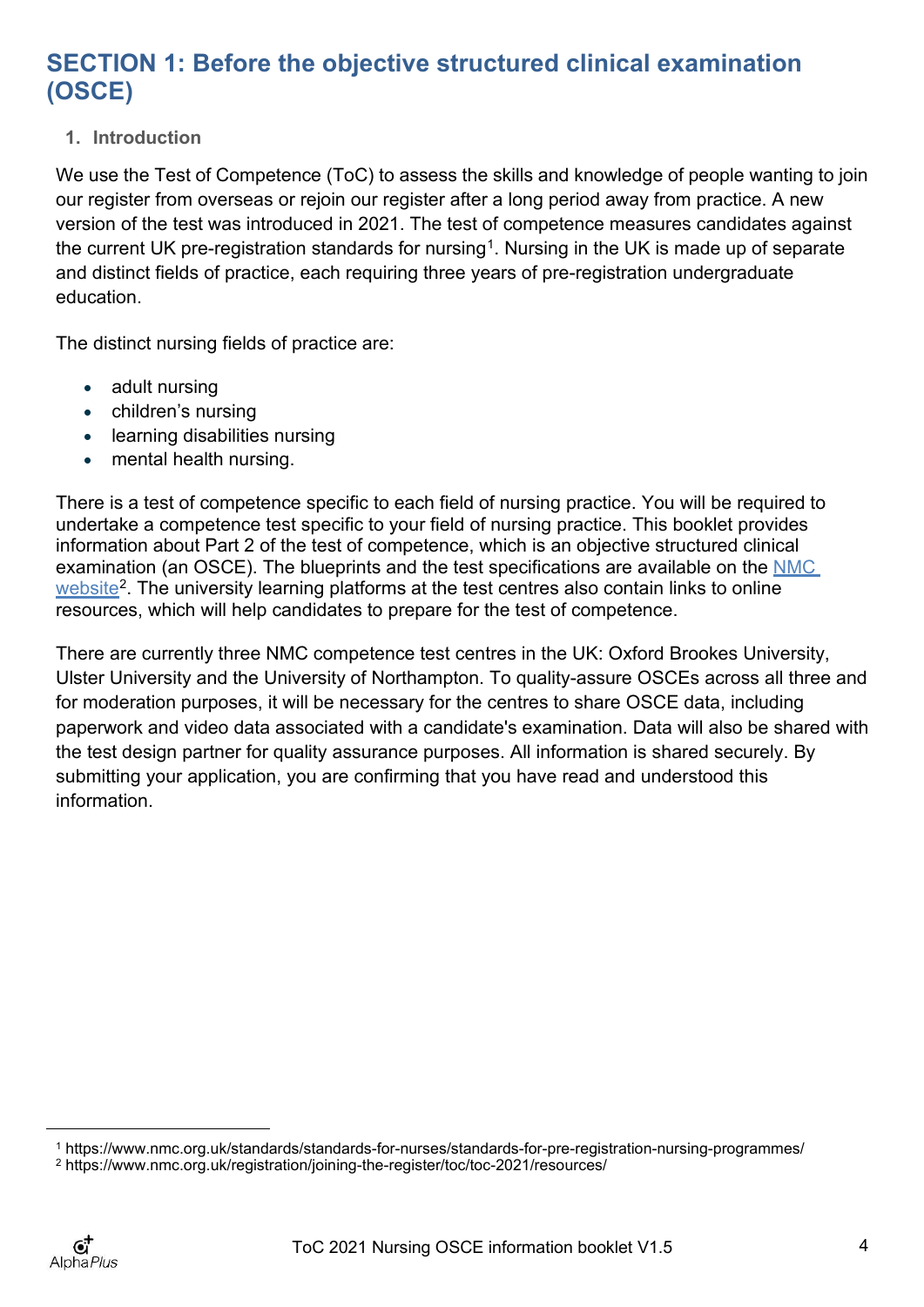# SECTION 1: Before the objective structured clinical examination (OSCE)

## 1. Introduction

We use the Test of Competence (ToC) to assess the skills and knowledge of people wanting to join our register from overseas or rejoin our register after a long period away from practice. A new version of the test was introduced in 2021. The test of competence measures candidates against the current UK pre-registration standards for nursing[1]. Nursing in the UK is made up of separate and distinct fields of practice, each requiring three years of pre-registration undergraduate education.

The distinct nursing fields of practice are:

- adult nursing
- children's nursing
- learning disabilities nursing
- mental health nursing.

There is a test of competence specific to each field of nursing practice. You will be required to undertake a competence test specific to your field of nursing practice. This booklet provides information about Part 2 of the test of competence, which is an objective structured clinical examination (an OSCE). The blueprints and the test specifications are available on the NMC website[2]. The university learning platforms at the test centres also contain links to online resources, which will help candidates to prepare for the test of competence.

There are currently three NMC competence test centres in the UK: Oxford Brookes University, Ulster University and the University of Northampton. To quality-assure OSCEs across all three and for moderation purposes, it will be necessary for the centres to share OSCE data, including paperwork and video data associated with a candidate's examination. Data will also be shared with the test design partner for quality assurance purposes. All information is shared securely. By submitting your application, you are confirming that you have read and understood this information.

---

[1] https://www.nmc.org.uk/standards/standards-for-nurses/standards-for-pre-registration-nursing-programmes/

[2] https://www.nmc.org.uk/registration/joining-the-register/toc/toc-2021/resources/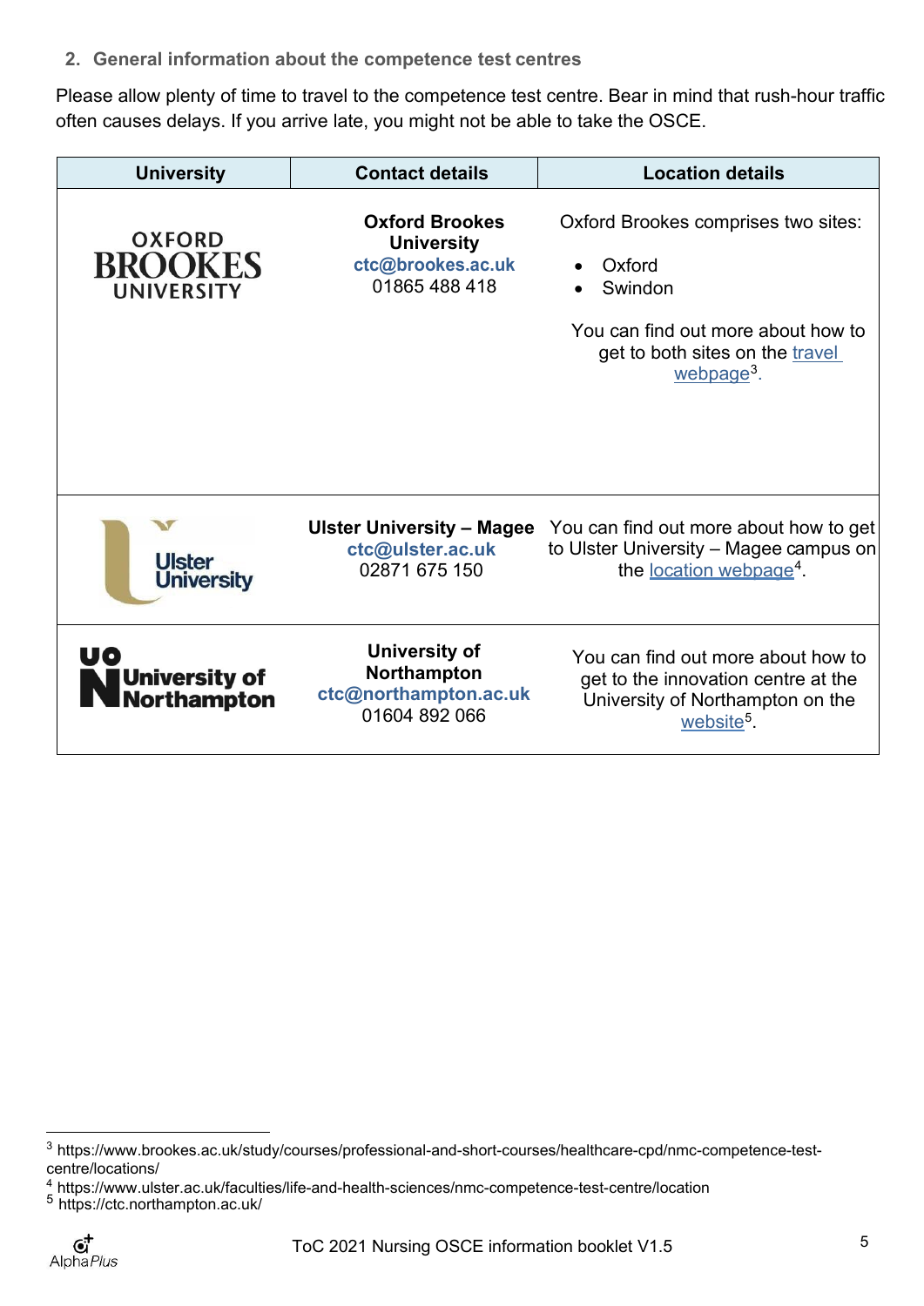## 2. General information about the competence test centres

Please allow plenty of time to travel to the competence test centre. Bear in mind that rush-hour traffic often causes delays. If you arrive late, you might not be able to take the OSCE.

| University | Contact details | Location details |
|---|---|---|
| Oxford Brookes University | **Oxford Brookes University**<br>**ctc@brookes.ac.uk**<br>01865 488 418 | Oxford Brookes comprises two sites:<br>• Oxford<br>• Swindon<br>You can find out more about how to get to both sites on the travel webpage[3]. |
| Ulster University | **Ulster University – Magee**<br>**ctc@ulster.ac.uk**<br>02871 675 150 | You can find out more about how to get to Ulster University – Magee campus on the location webpage[4]. |
| University of Northampton | **University of Northampton**<br>**ctc@northampton.ac.uk**<br>01604 892 066 | You can find out more about how to get to the innovation centre at the University of Northampton on the website[5]. |

[3] https://www.brookes.ac.uk/study/courses/professional-and-short-courses/healthcare-cpd/nmc-competence-test-centre/locations/
[4] https://www.ulster.ac.uk/faculties/life-and-health-sciences/nmc-competence-test-centre/location
[5] https://ctc.northampton.ac.uk/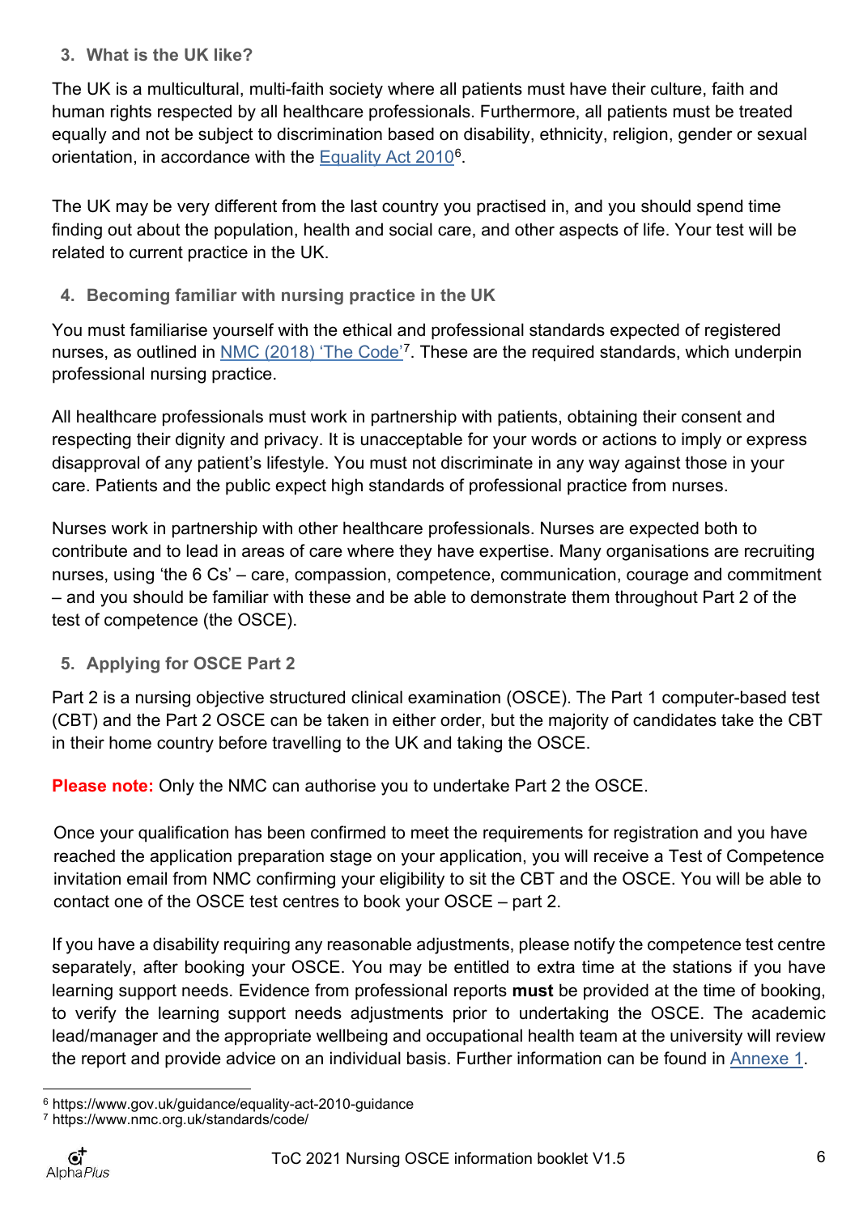## 3. What is the UK like?

The UK is a multicultural, multi-faith society where all patients must have their culture, faith and human rights respected by all healthcare professionals. Furthermore, all patients must be treated equally and not be subject to discrimination based on disability, ethnicity, religion, gender or sexual orientation, in accordance with the Equality Act 2010[6].

The UK may be very different from the last country you practised in, and you should spend time finding out about the population, health and social care, and other aspects of life. Your test will be related to current practice in the UK.

## 4. Becoming familiar with nursing practice in the UK

You must familiarise yourself with the ethical and professional standards expected of registered nurses, as outlined in NMC (2018) 'The Code'[7]. These are the required standards, which underpin professional nursing practice.

All healthcare professionals must work in partnership with patients, obtaining their consent and respecting their dignity and privacy. It is unacceptable for your words or actions to imply or express disapproval of any patient's lifestyle. You must not discriminate in any way against those in your care. Patients and the public expect high standards of professional practice from nurses.

Nurses work in partnership with other healthcare professionals. Nurses are expected both to contribute and to lead in areas of care where they have expertise. Many organisations are recruiting nurses, using 'the 6 Cs' – care, compassion, competence, communication, courage and commitment – and you should be familiar with these and be able to demonstrate them throughout Part 2 of the test of competence (the OSCE).

## 5. Applying for OSCE Part 2

Part 2 is a nursing objective structured clinical examination (OSCE). The Part 1 computer-based test (CBT) and the Part 2 OSCE can be taken in either order, but the majority of candidates take the CBT in their home country before travelling to the UK and taking the OSCE.

**Please note:** Only the NMC can authorise you to undertake Part 2 the OSCE.

Once your qualification has been confirmed to meet the requirements for registration and you have reached the application preparation stage on your application, you will receive a Test of Competence invitation email from NMC confirming your eligibility to sit the CBT and the OSCE. You will be able to contact one of the OSCE test centres to book your OSCE – part 2.

If you have a disability requiring any reasonable adjustments, please notify the competence test centre separately, after booking your OSCE. You may be entitled to extra time at the stations if you have learning support needs. Evidence from professional reports **must** be provided at the time of booking, to verify the learning support needs adjustments prior to undertaking the OSCE. The academic lead/manager and the appropriate wellbeing and occupational health team at the university will review the report and provide advice on an individual basis. Further information can be found in Annexe 1.

---

[6] https://www.gov.uk/guidance/equality-act-2010-guidance

[7] https://www.nmc.org.uk/standards/code/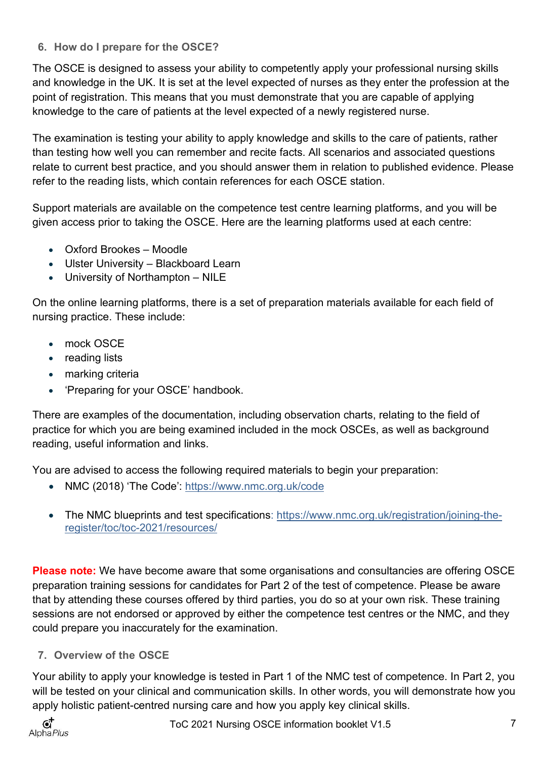## 6. How do I prepare for the OSCE?

The OSCE is designed to assess your ability to competently apply your professional nursing skills and knowledge in the UK. It is set at the level expected of nurses as they enter the profession at the point of registration. This means that you must demonstrate that you are capable of applying knowledge to the care of patients at the level expected of a newly registered nurse.

The examination is testing your ability to apply knowledge and skills to the care of patients, rather than testing how well you can remember and recite facts. All scenarios and associated questions relate to current best practice, and you should answer them in relation to published evidence. Please refer to the reading lists, which contain references for each OSCE station.

Support materials are available on the competence test centre learning platforms, and you will be given access prior to taking the OSCE. Here are the learning platforms used at each centre:

- Oxford Brookes – Moodle
- Ulster University – Blackboard Learn
- University of Northampton – NILE

On the online learning platforms, there is a set of preparation materials available for each field of nursing practice. These include:

- mock OSCE
- reading lists
- marking criteria
- 'Preparing for your OSCE' handbook.

There are examples of the documentation, including observation charts, relating to the field of practice for which you are being examined included in the mock OSCEs, as well as background reading, useful information and links.

You are advised to access the following required materials to begin your preparation:

- NMC (2018) 'The Code': https://www.nmc.org.uk/code
- The NMC blueprints and test specifications: https://www.nmc.org.uk/registration/joining-the-register/toc/toc-2021/resources/

**Please note:** We have become aware that some organisations and consultancies are offering OSCE preparation training sessions for candidates for Part 2 of the test of competence. Please be aware that by attending these courses offered by third parties, you do so at your own risk. These training sessions are not endorsed or approved by either the competence test centres or the NMC, and they could prepare you inaccurately for the examination.

## 7. Overview of the OSCE

Your ability to apply your knowledge is tested in Part 1 of the NMC test of competence. In Part 2, you will be tested on your clinical and communication skills. In other words, you will demonstrate how you apply holistic patient-centred nursing care and how you apply key clinical skills.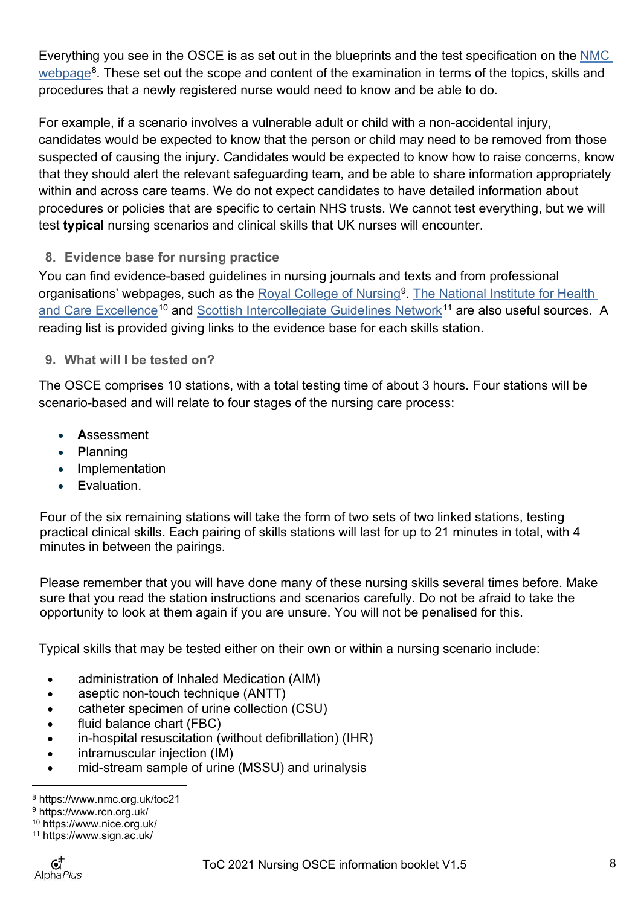Everything you see in the OSCE is as set out in the blueprints and the test specification on the NMC webpage[8]. These set out the scope and content of the examination in terms of the topics, skills and procedures that a newly registered nurse would need to know and be able to do.

For example, if a scenario involves a vulnerable adult or child with a non-accidental injury, candidates would be expected to know that the person or child may need to be removed from those suspected of causing the injury. Candidates would be expected to know how to raise concerns, know that they should alert the relevant safeguarding team, and be able to share information appropriately within and across care teams. We do not expect candidates to have detailed information about procedures or policies that are specific to certain NHS trusts. We cannot test everything, but we will test **typical** nursing scenarios and clinical skills that UK nurses will encounter.

## 8. Evidence base for nursing practice

You can find evidence-based guidelines in nursing journals and texts and from professional organisations' webpages, such as the Royal College of Nursing[9]. The National Institute for Health and Care Excellence[10] and Scottish Intercollegiate Guidelines Network[11] are also useful sources. A reading list is provided giving links to the evidence base for each skills station.

## 9. What will I be tested on?

The OSCE comprises 10 stations, with a total testing time of about 3 hours. Four stations will be scenario-based and will relate to four stages of the nursing care process:

- **A**ssessment
- **P**lanning
- **I**mplementation
- **E**valuation.

Four of the six remaining stations will take the form of two sets of two linked stations, testing practical clinical skills. Each pairing of skills stations will last for up to 21 minutes in total, with 4 minutes in between the pairings.

Please remember that you will have done many of these nursing skills several times before. Make sure that you read the station instructions and scenarios carefully. Do not be afraid to take the opportunity to look at them again if you are unsure. You will not be penalised for this.

Typical skills that may be tested either on their own or within a nursing scenario include:

- administration of Inhaled Medication (AIM)
- aseptic non-touch technique (ANTT)
- catheter specimen of urine collection (CSU)
- fluid balance chart (FBC)
- in-hospital resuscitation (without defibrillation) (IHR)
- intramuscular injection (IM)
- mid-stream sample of urine (MSSU) and urinalysis

[8] https://www.nmc.org.uk/toc21
[9] https://www.rcn.org.uk/
[10] https://www.nice.org.uk/
[11] https://www.sign.ac.uk/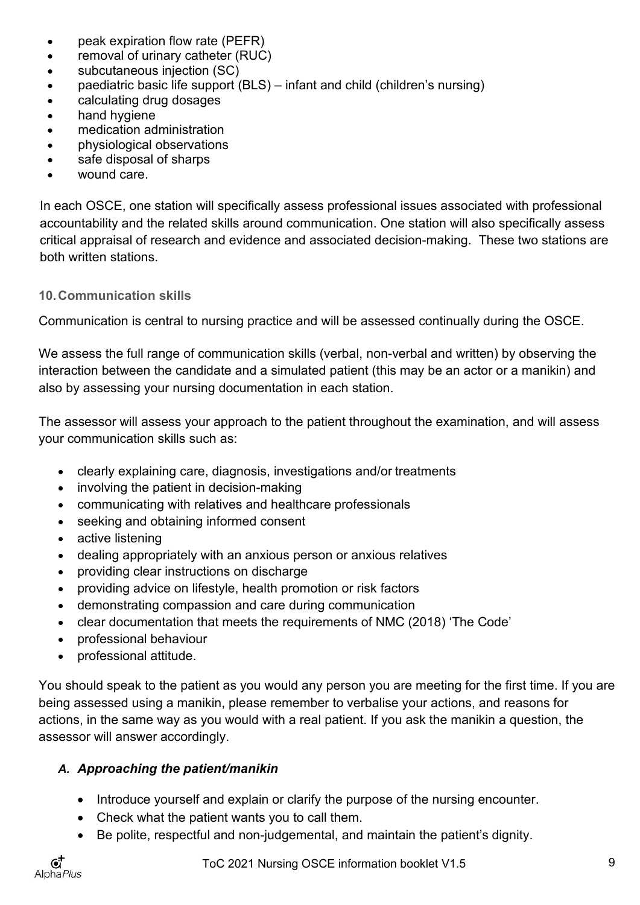- peak expiration flow rate (PEFR)
- removal of urinary catheter (RUC)
- subcutaneous injection (SC)
- paediatric basic life support (BLS) – infant and child (children's nursing)
- calculating drug dosages
- hand hygiene
- medication administration
- physiological observations
- safe disposal of sharps
- wound care.

In each OSCE, one station will specifically assess professional issues associated with professional accountability and the related skills around communication. One station will also specifically assess critical appraisal of research and evidence and associated decision-making. These two stations are both written stations.

## 10. Communication skills

Communication is central to nursing practice and will be assessed continually during the OSCE.

We assess the full range of communication skills (verbal, non-verbal and written) by observing the interaction between the candidate and a simulated patient (this may be an actor or a manikin) and also by assessing your nursing documentation in each station.

The assessor will assess your approach to the patient throughout the examination, and will assess your communication skills such as:

- clearly explaining care, diagnosis, investigations and/or treatments
- involving the patient in decision-making
- communicating with relatives and healthcare professionals
- seeking and obtaining informed consent
- active listening
- dealing appropriately with an anxious person or anxious relatives
- providing clear instructions on discharge
- providing advice on lifestyle, health promotion or risk factors
- demonstrating compassion and care during communication
- clear documentation that meets the requirements of NMC (2018) 'The Code'
- professional behaviour
- professional attitude.

You should speak to the patient as you would any person you are meeting for the first time. If you are being assessed using a manikin, please remember to verbalise your actions, and reasons for actions, in the same way as you would with a real patient. If you ask the manikin a question, the assessor will answer accordingly.

### *A. Approaching the patient/manikin*

- Introduce yourself and explain or clarify the purpose of the nursing encounter.
- Check what the patient wants you to call them.
- Be polite, respectful and non-judgemental, and maintain the patient's dignity.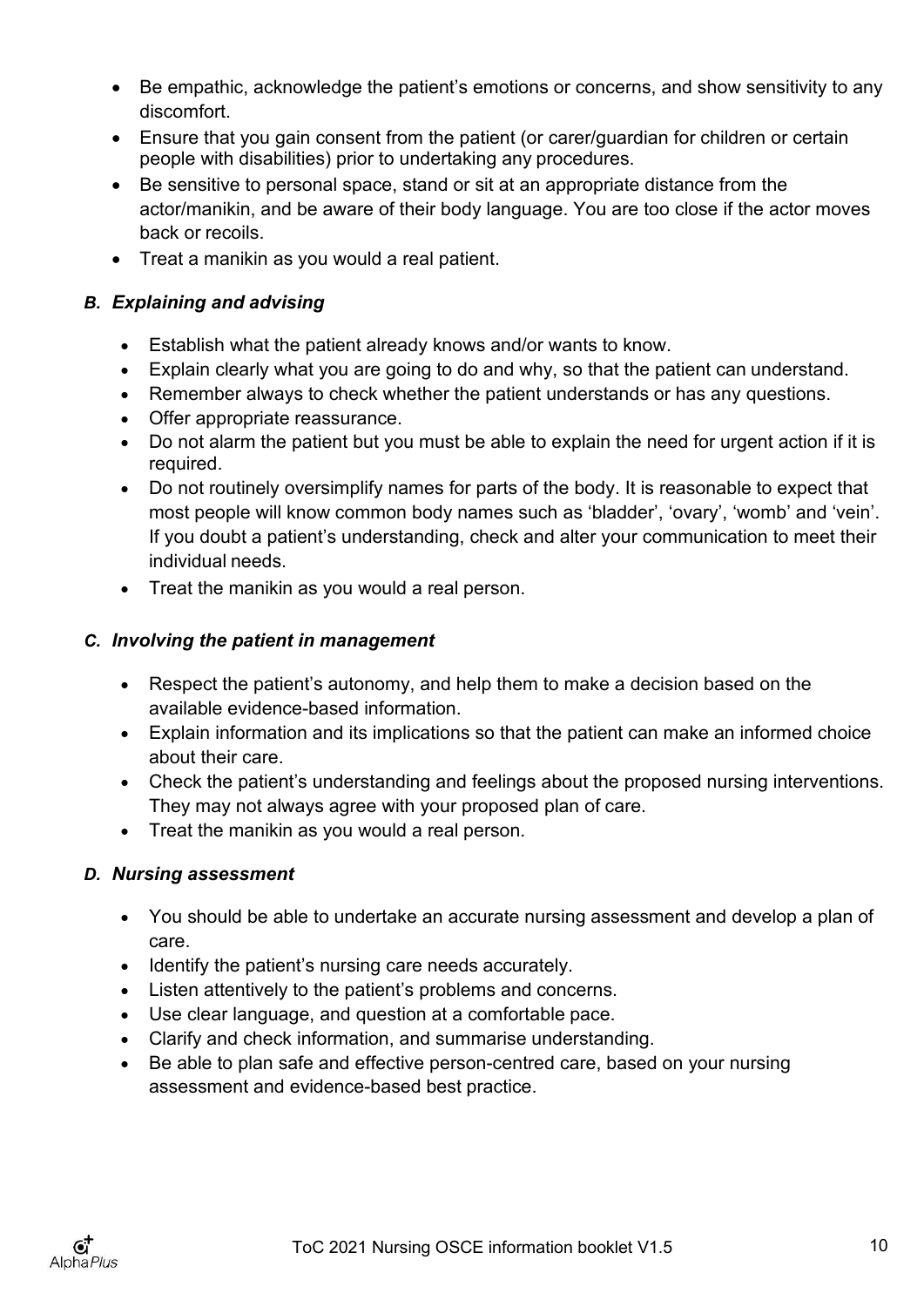- Be empathic, acknowledge the patient's emotions or concerns, and show sensitivity to any discomfort.
- Ensure that you gain consent from the patient (or carer/guardian for children or certain people with disabilities) prior to undertaking any procedures.
- Be sensitive to personal space, stand or sit at an appropriate distance from the actor/manikin, and be aware of their body language. You are too close if the actor moves back or recoils.
- Treat a manikin as you would a real patient.

### *B. Explaining and advising*

- Establish what the patient already knows and/or wants to know.
- Explain clearly what you are going to do and why, so that the patient can understand.
- Remember always to check whether the patient understands or has any questions.
- Offer appropriate reassurance.
- Do not alarm the patient but you must be able to explain the need for urgent action if it is required.
- Do not routinely oversimplify names for parts of the body. It is reasonable to expect that most people will know common body names such as 'bladder', 'ovary', 'womb' and 'vein'. If you doubt a patient's understanding, check and alter your communication to meet their individual needs.
- Treat the manikin as you would a real person.

### *C. Involving the patient in management*

- Respect the patient's autonomy, and help them to make a decision based on the available evidence-based information.
- Explain information and its implications so that the patient can make an informed choice about their care.
- Check the patient's understanding and feelings about the proposed nursing interventions. They may not always agree with your proposed plan of care.
- Treat the manikin as you would a real person.

### *D. Nursing assessment*

- You should be able to undertake an accurate nursing assessment and develop a plan of care.
- Identify the patient's nursing care needs accurately.
- Listen attentively to the patient's problems and concerns.
- Use clear language, and question at a comfortable pace.
- Clarify and check information, and summarise understanding.
- Be able to plan safe and effective person-centred care, based on your nursing assessment and evidence-based best practice.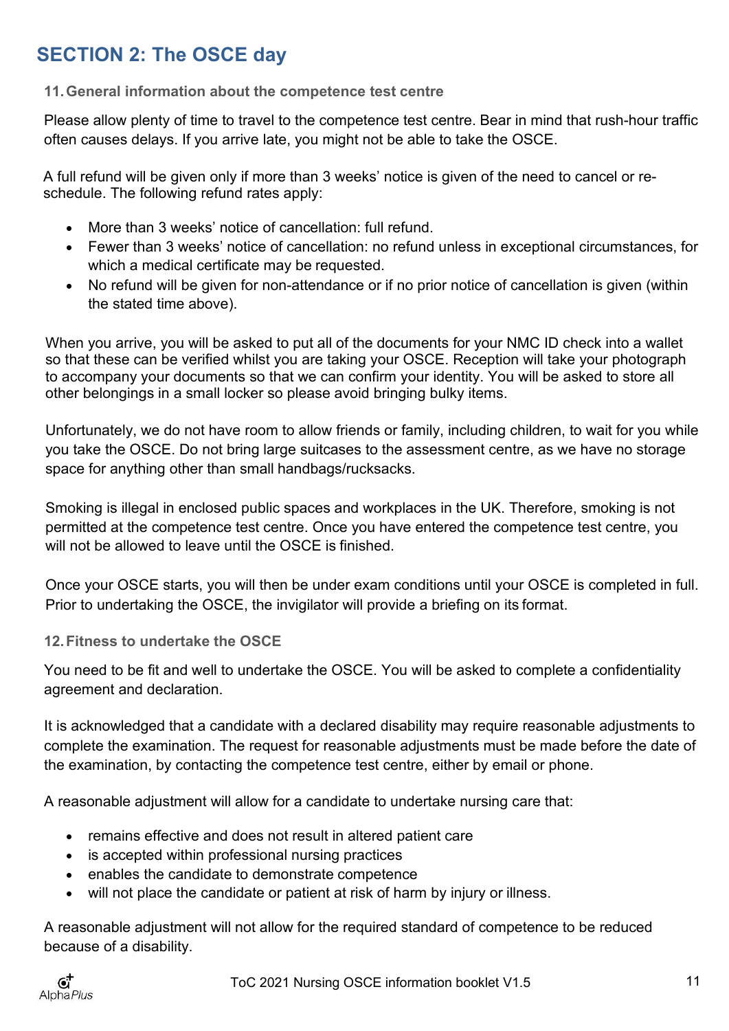## SECTION 2: The OSCE day

### 11. General information about the competence test centre

Please allow plenty of time to travel to the competence test centre. Bear in mind that rush-hour traffic often causes delays. If you arrive late, you might not be able to take the OSCE.

A full refund will be given only if more than 3 weeks' notice is given of the need to cancel or re-schedule. The following refund rates apply:

- More than 3 weeks' notice of cancellation: full refund.
- Fewer than 3 weeks' notice of cancellation: no refund unless in exceptional circumstances, for which a medical certificate may be requested.
- No refund will be given for non-attendance or if no prior notice of cancellation is given (within the stated time above).

When you arrive, you will be asked to put all of the documents for your NMC ID check into a wallet so that these can be verified whilst you are taking your OSCE. Reception will take your photograph to accompany your documents so that we can confirm your identity. You will be asked to store all other belongings in a small locker so please avoid bringing bulky items.

Unfortunately, we do not have room to allow friends or family, including children, to wait for you while you take the OSCE. Do not bring large suitcases to the assessment centre, as we have no storage space for anything other than small handbags/rucksacks.

Smoking is illegal in enclosed public spaces and workplaces in the UK. Therefore, smoking is not permitted at the competence test centre. Once you have entered the competence test centre, you will not be allowed to leave until the OSCE is finished.

Once your OSCE starts, you will then be under exam conditions until your OSCE is completed in full. Prior to undertaking the OSCE, the invigilator will provide a briefing on its format.

### 12. Fitness to undertake the OSCE

You need to be fit and well to undertake the OSCE. You will be asked to complete a confidentiality agreement and declaration.

It is acknowledged that a candidate with a declared disability may require reasonable adjustments to complete the examination. The request for reasonable adjustments must be made before the date of the examination, by contacting the competence test centre, either by email or phone.

A reasonable adjustment will allow for a candidate to undertake nursing care that:

- remains effective and does not result in altered patient care
- is accepted within professional nursing practices
- enables the candidate to demonstrate competence
- will not place the candidate or patient at risk of harm by injury or illness.

A reasonable adjustment will not allow for the required standard of competence to be reduced because of a disability.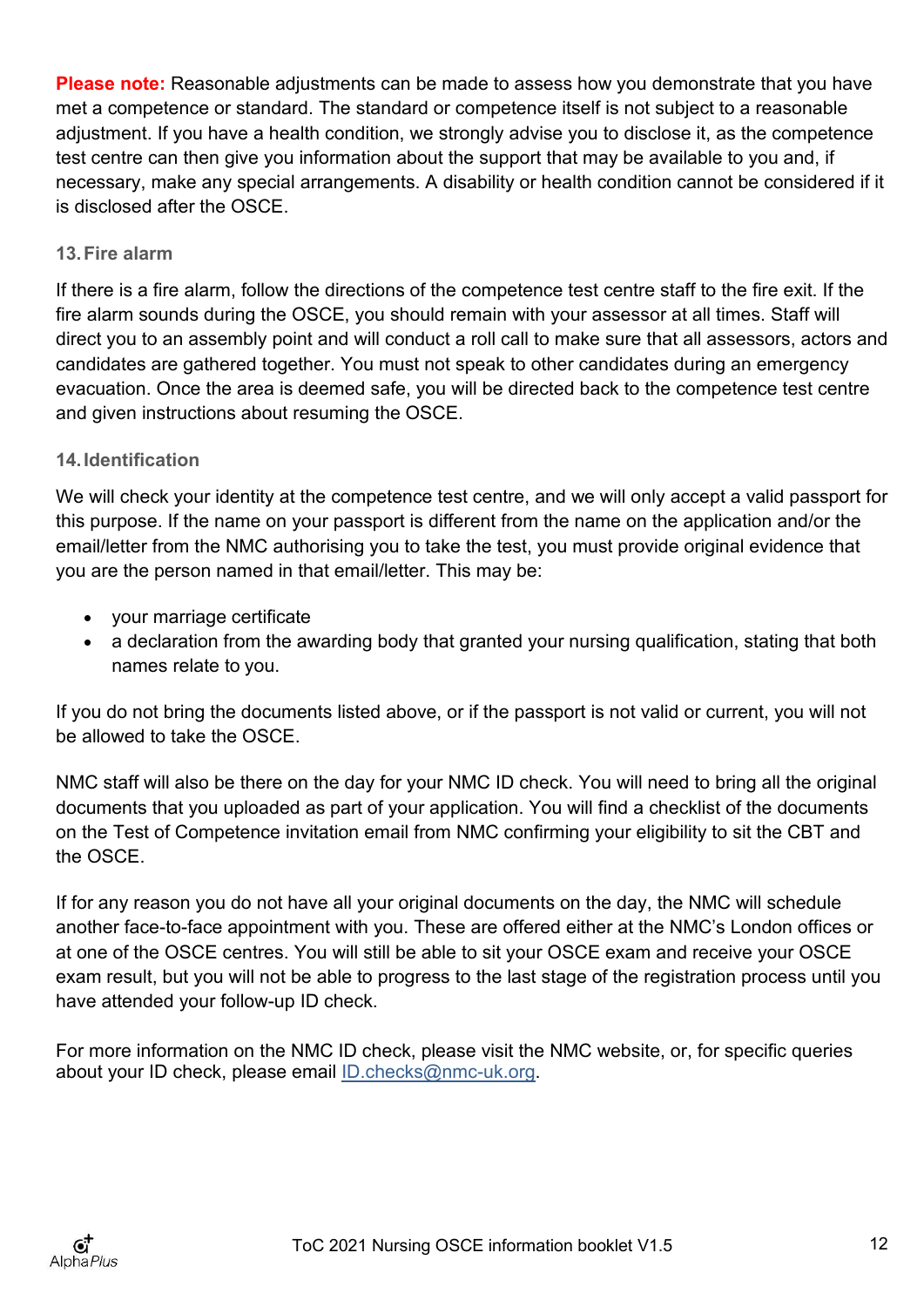**Please note:** Reasonable adjustments can be made to assess how you demonstrate that you have met a competence or standard. The standard or competence itself is not subject to a reasonable adjustment. If you have a health condition, we strongly advise you to disclose it, as the competence test centre can then give you information about the support that may be available to you and, if necessary, make any special arrangements. A disability or health condition cannot be considered if it is disclosed after the OSCE.

### 13. Fire alarm

If there is a fire alarm, follow the directions of the competence test centre staff to the fire exit. If the fire alarm sounds during the OSCE, you should remain with your assessor at all times. Staff will direct you to an assembly point and will conduct a roll call to make sure that all assessors, actors and candidates are gathered together. You must not speak to other candidates during an emergency evacuation. Once the area is deemed safe, you will be directed back to the competence test centre and given instructions about resuming the OSCE.

### 14. Identification

We will check your identity at the competence test centre, and we will only accept a valid passport for this purpose. If the name on your passport is different from the name on the application and/or the email/letter from the NMC authorising you to take the test, you must provide original evidence that you are the person named in that email/letter. This may be:

- your marriage certificate
- a declaration from the awarding body that granted your nursing qualification, stating that both names relate to you.

If you do not bring the documents listed above, or if the passport is not valid or current, you will not be allowed to take the OSCE.

NMC staff will also be there on the day for your NMC ID check. You will need to bring all the original documents that you uploaded as part of your application. You will find a checklist of the documents on the Test of Competence invitation email from NMC confirming your eligibility to sit the CBT and the OSCE.

If for any reason you do not have all your original documents on the day, the NMC will schedule another face-to-face appointment with you. These are offered either at the NMC's London offices or at one of the OSCE centres. You will still be able to sit your OSCE exam and receive your OSCE exam result, but you will not be able to progress to the last stage of the registration process until you have attended your follow-up ID check.

For more information on the NMC ID check, please visit the NMC website, or, for specific queries about your ID check, please email ID.checks@nmc-uk.org.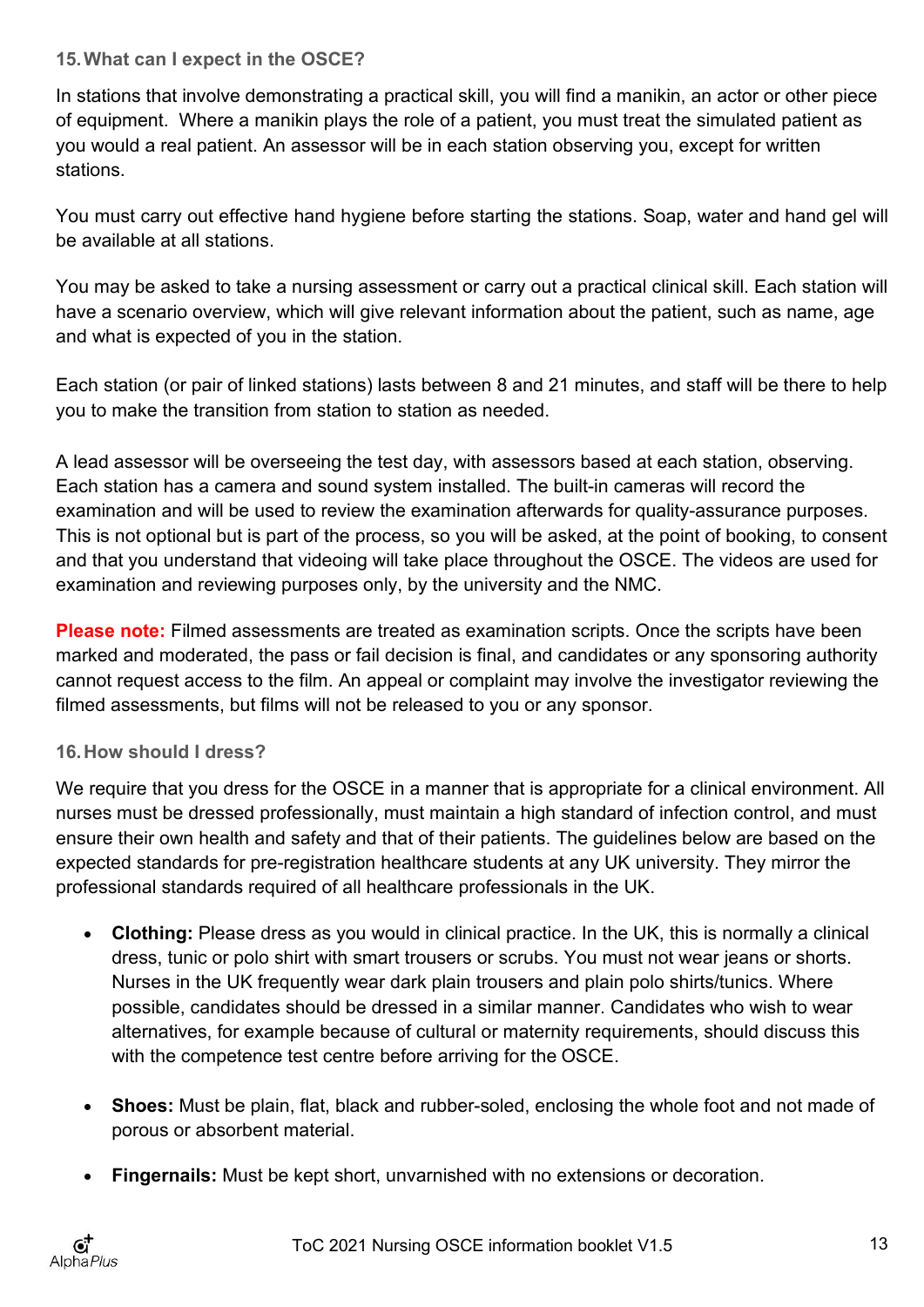### 15. What can I expect in the OSCE?

In stations that involve demonstrating a practical skill, you will find a manikin, an actor or other piece of equipment. Where a manikin plays the role of a patient, you must treat the simulated patient as you would a real patient. An assessor will be in each station observing you, except for written stations.

You must carry out effective hand hygiene before starting the stations. Soap, water and hand gel will be available at all stations.

You may be asked to take a nursing assessment or carry out a practical clinical skill. Each station will have a scenario overview, which will give relevant information about the patient, such as name, age and what is expected of you in the station.

Each station (or pair of linked stations) lasts between 8 and 21 minutes, and staff will be there to help you to make the transition from station to station as needed.

A lead assessor will be overseeing the test day, with assessors based at each station, observing. Each station has a camera and sound system installed. The built-in cameras will record the examination and will be used to review the examination afterwards for quality-assurance purposes. This is not optional but is part of the process, so you will be asked, at the point of booking, to consent and that you understand that videoing will take place throughout the OSCE. The videos are used for examination and reviewing purposes only, by the university and the NMC.

**Please note:** Filmed assessments are treated as examination scripts. Once the scripts have been marked and moderated, the pass or fail decision is final, and candidates or any sponsoring authority cannot request access to the film. An appeal or complaint may involve the investigator reviewing the filmed assessments, but films will not be released to you or any sponsor.

### 16. How should I dress?

We require that you dress for the OSCE in a manner that is appropriate for a clinical environment. All nurses must be dressed professionally, must maintain a high standard of infection control, and must ensure their own health and safety and that of their patients. The guidelines below are based on the expected standards for pre-registration healthcare students at any UK university. They mirror the professional standards required of all healthcare professionals in the UK.

- **Clothing:** Please dress as you would in clinical practice. In the UK, this is normally a clinical dress, tunic or polo shirt with smart trousers or scrubs. You must not wear jeans or shorts. Nurses in the UK frequently wear dark plain trousers and plain polo shirts/tunics. Where possible, candidates should be dressed in a similar manner. Candidates who wish to wear alternatives, for example because of cultural or maternity requirements, should discuss this with the competence test centre before arriving for the OSCE.

- **Shoes:** Must be plain, flat, black and rubber-soled, enclosing the whole foot and not made of porous or absorbent material.

- **Fingernails:** Must be kept short, unvarnished with no extensions or decoration.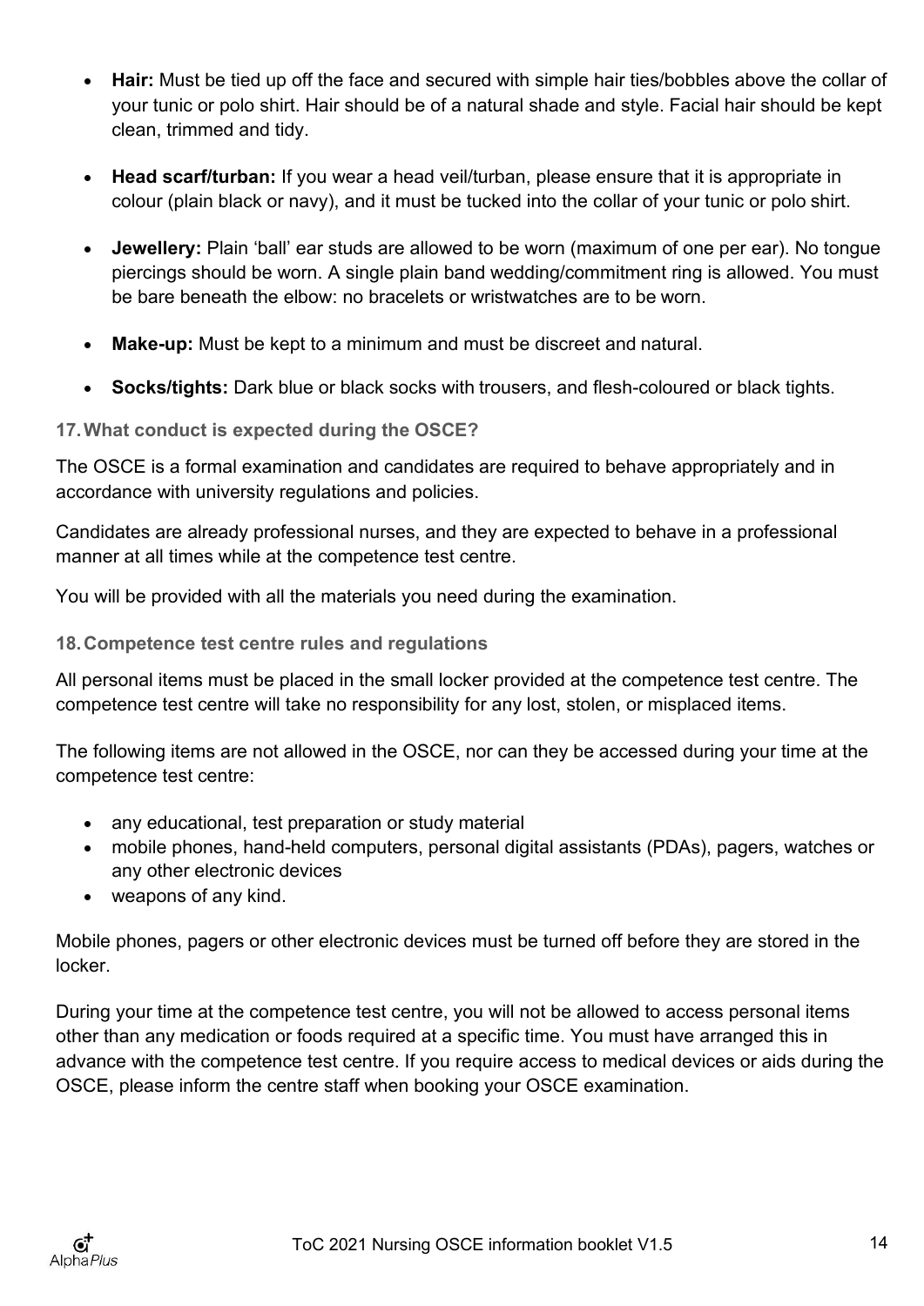- **Hair:** Must be tied up off the face and secured with simple hair ties/bobbles above the collar of your tunic or polo shirt. Hair should be of a natural shade and style. Facial hair should be kept clean, trimmed and tidy.
- **Head scarf/turban:** If you wear a head veil/turban, please ensure that it is appropriate in colour (plain black or navy), and it must be tucked into the collar of your tunic or polo shirt.
- **Jewellery:** Plain 'ball' ear studs are allowed to be worn (maximum of one per ear). No tongue piercings should be worn. A single plain band wedding/commitment ring is allowed. You must be bare beneath the elbow: no bracelets or wristwatches are to be worn.
- **Make-up:** Must be kept to a minimum and must be discreet and natural.
- **Socks/tights:** Dark blue or black socks with trousers, and flesh-coloured or black tights.

### 17. What conduct is expected during the OSCE?

The OSCE is a formal examination and candidates are required to behave appropriately and in accordance with university regulations and policies.

Candidates are already professional nurses, and they are expected to behave in a professional manner at all times while at the competence test centre.

You will be provided with all the materials you need during the examination.

### 18. Competence test centre rules and regulations

All personal items must be placed in the small locker provided at the competence test centre. The competence test centre will take no responsibility for any lost, stolen, or misplaced items.

The following items are not allowed in the OSCE, nor can they be accessed during your time at the competence test centre:

- any educational, test preparation or study material
- mobile phones, hand-held computers, personal digital assistants (PDAs), pagers, watches or any other electronic devices
- weapons of any kind.

Mobile phones, pagers or other electronic devices must be turned off before they are stored in the locker.

During your time at the competence test centre, you will not be allowed to access personal items other than any medication or foods required at a specific time. You must have arranged this in advance with the competence test centre. If you require access to medical devices or aids during the OSCE, please inform the centre staff when booking your OSCE examination.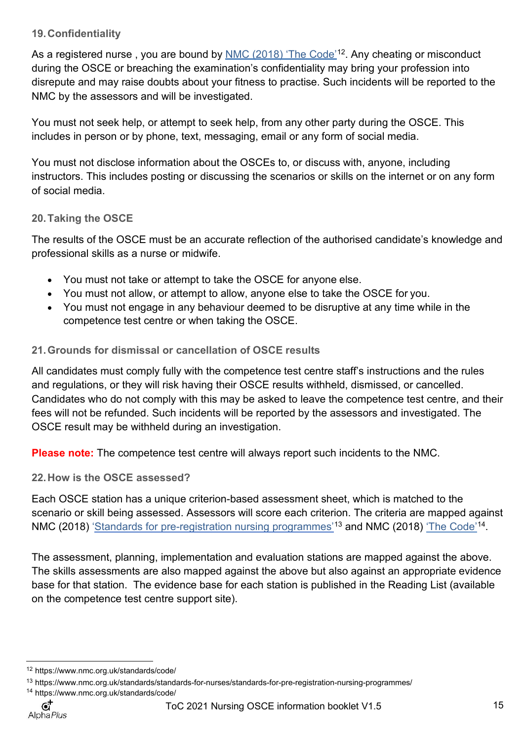## 19. Confidentiality

As a registered nurse , you are bound by NMC (2018) 'The Code'[12]. Any cheating or misconduct during the OSCE or breaching the examination's confidentiality may bring your profession into disrepute and may raise doubts about your fitness to practise. Such incidents will be reported to the NMC by the assessors and will be investigated.

You must not seek help, or attempt to seek help, from any other party during the OSCE. This includes in person or by phone, text, messaging, email or any form of social media.

You must not disclose information about the OSCEs to, or discuss with, anyone, including instructors. This includes posting or discussing the scenarios or skills on the internet or on any form of social media.

## 20. Taking the OSCE

The results of the OSCE must be an accurate reflection of the authorised candidate's knowledge and professional skills as a nurse or midwife.

- You must not take or attempt to take the OSCE for anyone else.
- You must not allow, or attempt to allow, anyone else to take the OSCE for you.
- You must not engage in any behaviour deemed to be disruptive at any time while in the competence test centre or when taking the OSCE.

## 21. Grounds for dismissal or cancellation of OSCE results

All candidates must comply fully with the competence test centre staff's instructions and the rules and regulations, or they will risk having their OSCE results withheld, dismissed, or cancelled. Candidates who do not comply with this may be asked to leave the competence test centre, and their fees will not be refunded. Such incidents will be reported by the assessors and investigated. The OSCE result may be withheld during an investigation.

**Please note:** The competence test centre will always report such incidents to the NMC.

## 22. How is the OSCE assessed?

Each OSCE station has a unique criterion-based assessment sheet, which is matched to the scenario or skill being assessed. Assessors will score each criterion. The criteria are mapped against NMC (2018) 'Standards for pre-registration nursing programmes'[13] and NMC (2018) 'The Code'[14].

The assessment, planning, implementation and evaluation stations are mapped against the above. The skills assessments are also mapped against the above but also against an appropriate evidence base for that station. The evidence base for each station is published in the Reading List (available on the competence test centre support site).

---

[12] https://www.nmc.org.uk/standards/code/

[13] https://www.nmc.org.uk/standards/standards-for-nurses/standards-for-pre-registration-nursing-programmes/

[14] https://www.nmc.org.uk/standards/code/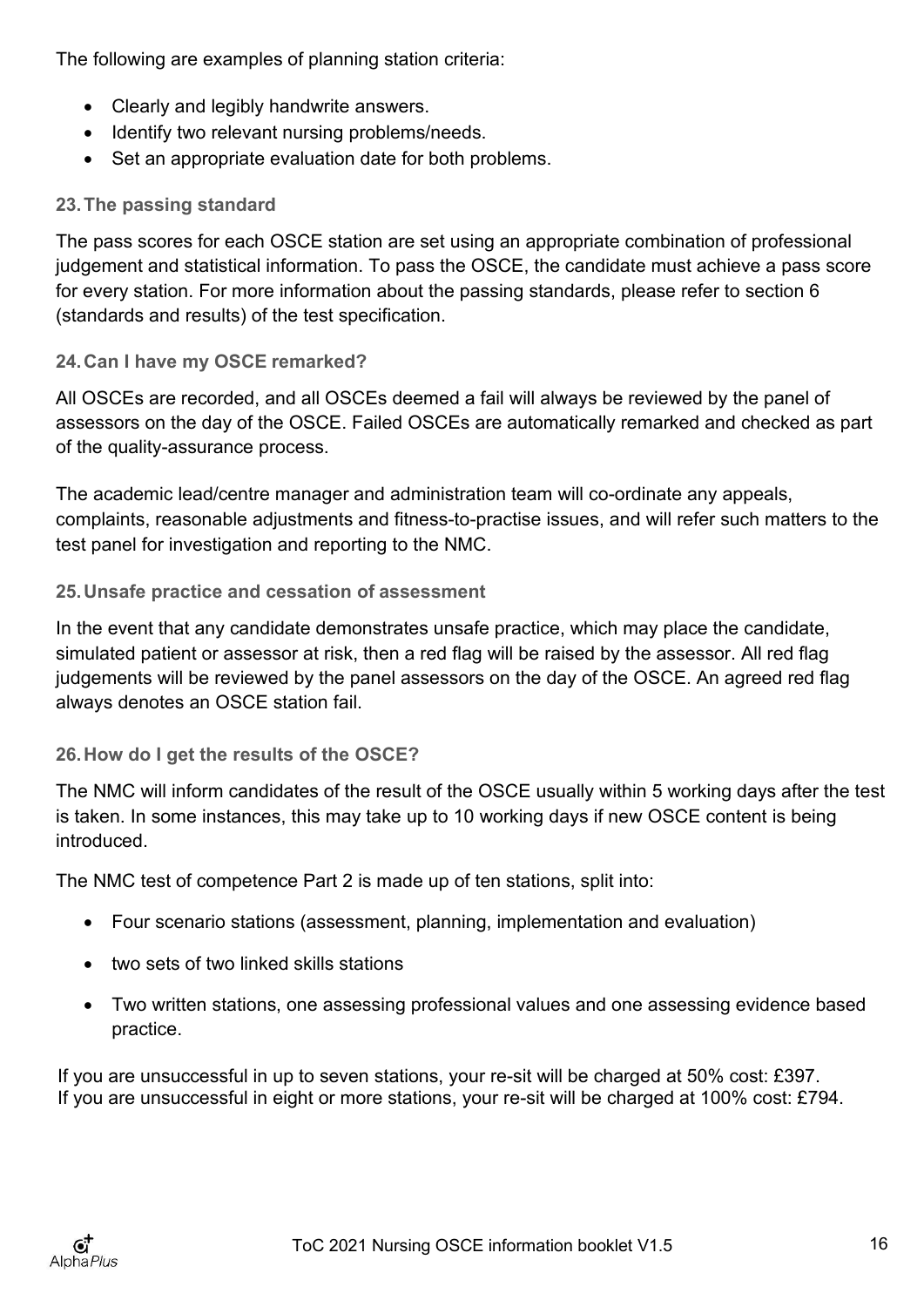The following are examples of planning station criteria:

- Clearly and legibly handwrite answers.
- Identify two relevant nursing problems/needs.
- Set an appropriate evaluation date for both problems.

### 23. The passing standard

The pass scores for each OSCE station are set using an appropriate combination of professional judgement and statistical information. To pass the OSCE, the candidate must achieve a pass score for every station. For more information about the passing standards, please refer to section 6 (standards and results) of the test specification.

### 24. Can I have my OSCE remarked?

All OSCEs are recorded, and all OSCEs deemed a fail will always be reviewed by the panel of assessors on the day of the OSCE. Failed OSCEs are automatically remarked and checked as part of the quality-assurance process.

The academic lead/centre manager and administration team will co-ordinate any appeals, complaints, reasonable adjustments and fitness-to-practise issues, and will refer such matters to the test panel for investigation and reporting to the NMC.

### 25. Unsafe practice and cessation of assessment

In the event that any candidate demonstrates unsafe practice, which may place the candidate, simulated patient or assessor at risk, then a red flag will be raised by the assessor. All red flag judgements will be reviewed by the panel assessors on the day of the OSCE. An agreed red flag always denotes an OSCE station fail.

### 26. How do I get the results of the OSCE?

The NMC will inform candidates of the result of the OSCE usually within 5 working days after the test is taken. In some instances, this may take up to 10 working days if new OSCE content is being introduced.

The NMC test of competence Part 2 is made up of ten stations, split into:

- Four scenario stations (assessment, planning, implementation and evaluation)
- two sets of two linked skills stations
- Two written stations, one assessing professional values and one assessing evidence based practice.

If you are unsuccessful in up to seven stations, your re-sit will be charged at 50% cost: £397.
If you are unsuccessful in eight or more stations, your re-sit will be charged at 100% cost: £794.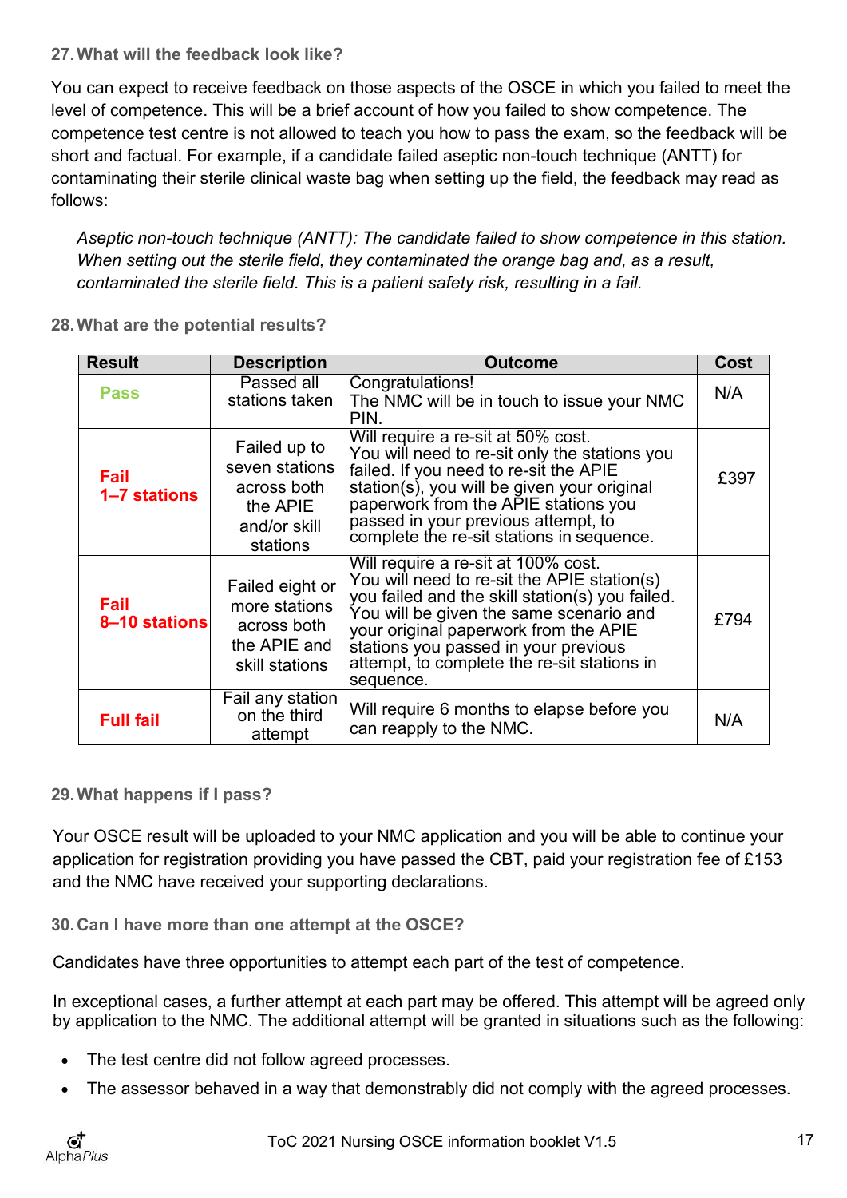### 27. What will the feedback look like?

You can expect to receive feedback on those aspects of the OSCE in which you failed to meet the level of competence. This will be a brief account of how you failed to show competence. The competence test centre is not allowed to teach you how to pass the exam, so the feedback will be short and factual. For example, if a candidate failed aseptic non-touch technique (ANTT) for contaminating their sterile clinical waste bag when setting up the field, the feedback may read as follows:

*Aseptic non-touch technique (ANTT): The candidate failed to show competence in this station. When setting out the sterile field, they contaminated the orange bag and, as a result, contaminated the sterile field. This is a patient safety risk, resulting in a fail.*

### 28. What are the potential results?

| Result | Description | Outcome | Cost |
|---|---|---|---|
| **Pass** | Passed all stations taken | Congratulations!<br>The NMC will be in touch to issue your NMC PIN. | N/A |
| **Fail 1–7 stations** | Failed up to seven stations across both the APIE and/or skill stations | Will require a re-sit at 50% cost.<br>You will need to re-sit only the stations you failed. If you need to re-sit the APIE station(s), you will be given your original paperwork from the APIE stations you passed in your previous attempt, to complete the re-sit stations in sequence. | £397 |
| **Fail 8–10 stations** | Failed eight or more stations across both the APIE and skill stations | Will require a re-sit at 100% cost.<br>You will need to re-sit the APIE station(s) you failed and the skill station(s) you failed. You will be given the same scenario and your original paperwork from the APIE stations you passed in your previous attempt, to complete the re-sit stations in sequence. | £794 |
| **Full fail** | Fail any station on the third attempt | Will require 6 months to elapse before you can reapply to the NMC. | N/A |

### 29. What happens if I pass?

Your OSCE result will be uploaded to your NMC application and you will be able to continue your application for registration providing you have passed the CBT, paid your registration fee of £153 and the NMC have received your supporting declarations.

### 30. Can I have more than one attempt at the OSCE?

Candidates have three opportunities to attempt each part of the test of competence.

In exceptional cases, a further attempt at each part may be offered. This attempt will be agreed only by application to the NMC. The additional attempt will be granted in situations such as the following:

- The test centre did not follow agreed processes.
- The assessor behaved in a way that demonstrably did not comply with the agreed processes.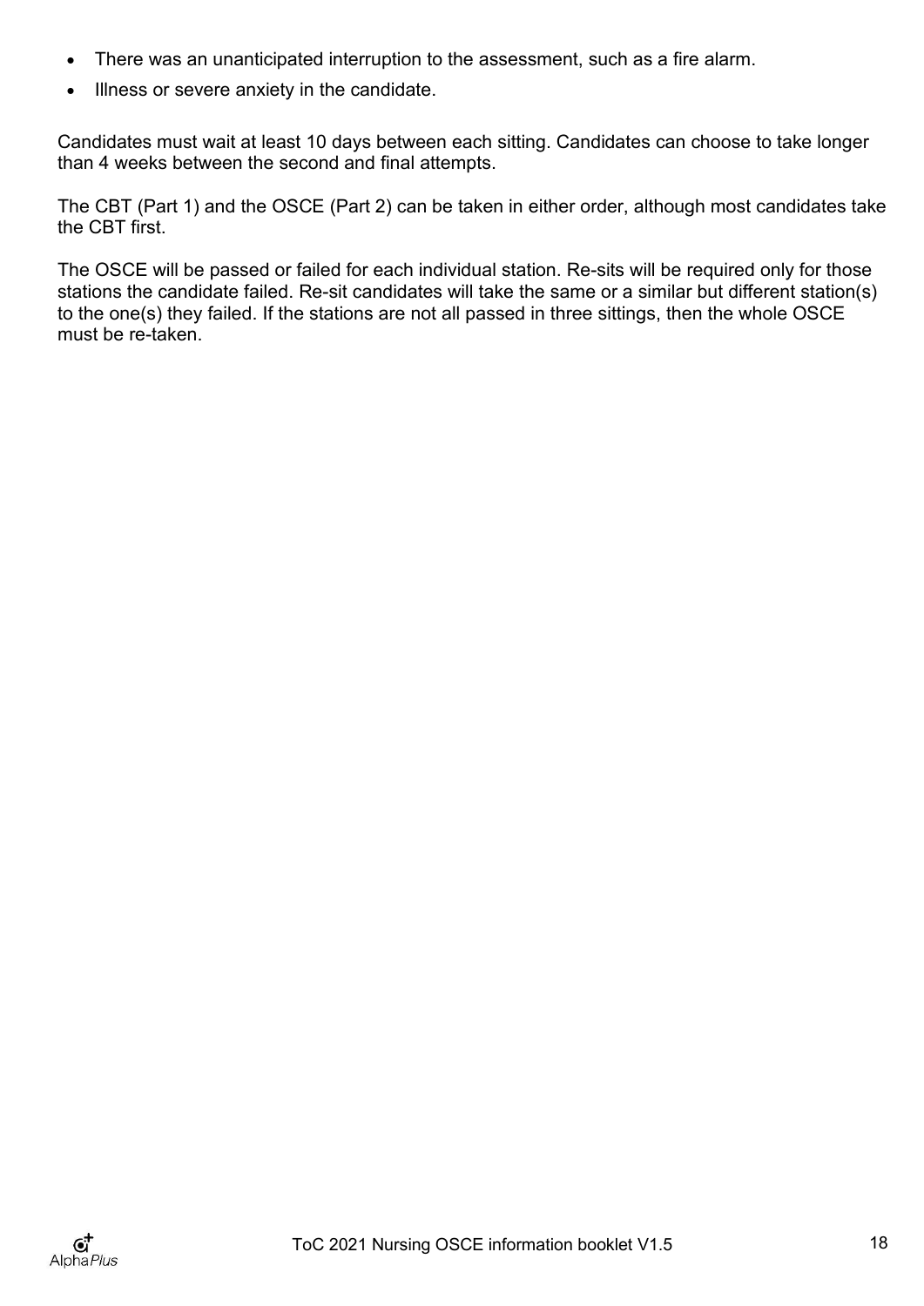- There was an unanticipated interruption to the assessment, such as a fire alarm.
- Illness or severe anxiety in the candidate.

Candidates must wait at least 10 days between each sitting. Candidates can choose to take longer than 4 weeks between the second and final attempts.

The CBT (Part 1) and the OSCE (Part 2) can be taken in either order, although most candidates take the CBT first.

The OSCE will be passed or failed for each individual station. Re-sits will be required only for those stations the candidate failed. Re-sit candidates will take the same or a similar but different station(s) to the one(s) they failed. If the stations are not all passed in three sittings, then the whole OSCE must be re-taken.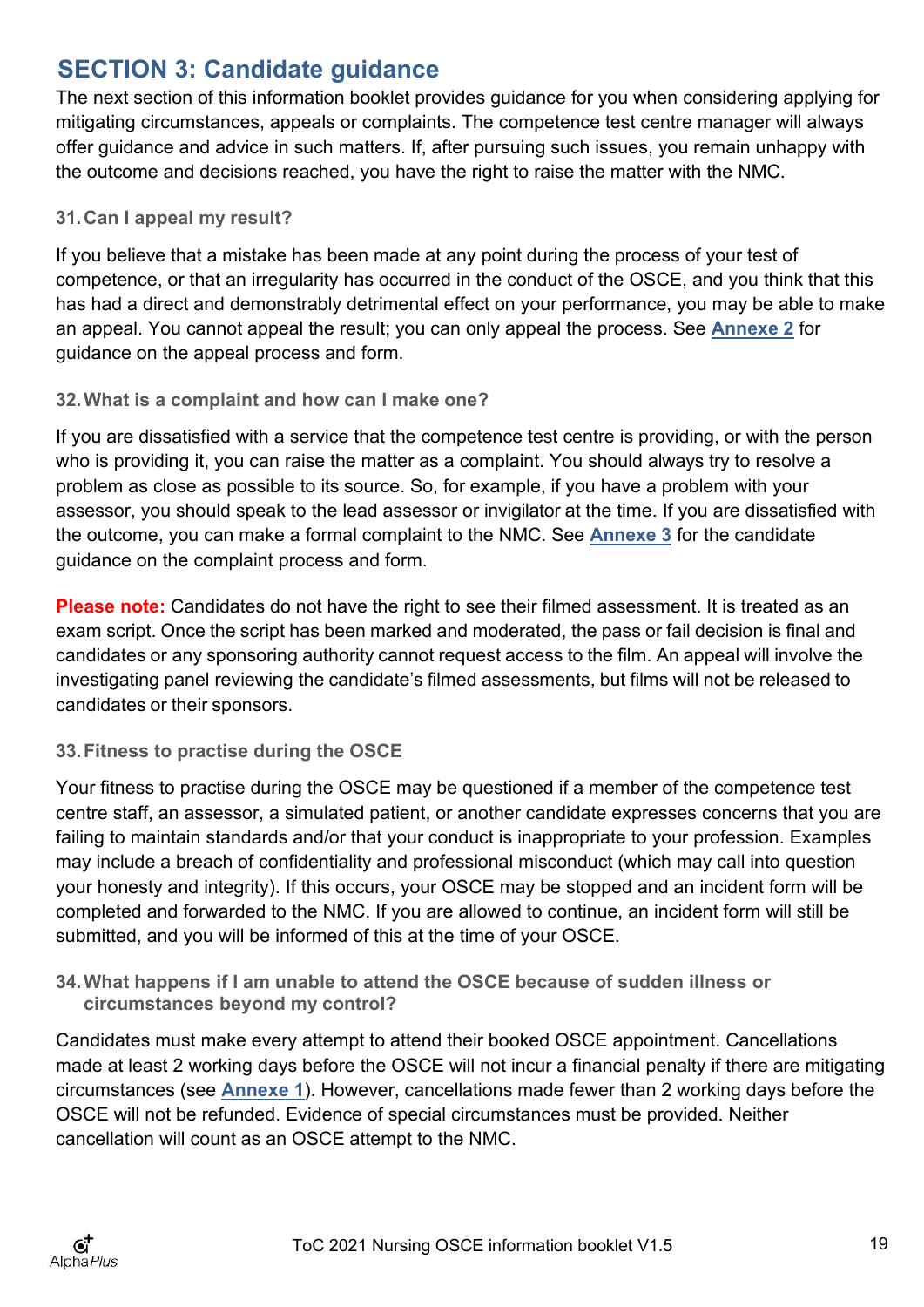## SECTION 3: Candidate guidance

The next section of this information booklet provides guidance for you when considering applying for mitigating circumstances, appeals or complaints. The competence test centre manager will always offer guidance and advice in such matters. If, after pursuing such issues, you remain unhappy with the outcome and decisions reached, you have the right to raise the matter with the NMC.

### 31. Can I appeal my result?

If you believe that a mistake has been made at any point during the process of your test of competence, or that an irregularity has occurred in the conduct of the OSCE, and you think that this has had a direct and demonstrably detrimental effect on your performance, you may be able to make an appeal. You cannot appeal the result; you can only appeal the process. See **Annexe 2** for guidance on the appeal process and form.

### 32. What is a complaint and how can I make one?

If you are dissatisfied with a service that the competence test centre is providing, or with the person who is providing it, you can raise the matter as a complaint. You should always try to resolve a problem as close as possible to its source. So, for example, if you have a problem with your assessor, you should speak to the lead assessor or invigilator at the time. If you are dissatisfied with the outcome, you can make a formal complaint to the NMC. See **Annexe 3** for the candidate guidance on the complaint process and form.

**Please note:** Candidates do not have the right to see their filmed assessment. It is treated as an exam script. Once the script has been marked and moderated, the pass or fail decision is final and candidates or any sponsoring authority cannot request access to the film. An appeal will involve the investigating panel reviewing the candidate's filmed assessments, but films will not be released to candidates or their sponsors.

### 33. Fitness to practise during the OSCE

Your fitness to practise during the OSCE may be questioned if a member of the competence test centre staff, an assessor, a simulated patient, or another candidate expresses concerns that you are failing to maintain standards and/or that your conduct is inappropriate to your profession. Examples may include a breach of confidentiality and professional misconduct (which may call into question your honesty and integrity). If this occurs, your OSCE may be stopped and an incident form will be completed and forwarded to the NMC. If you are allowed to continue, an incident form will still be submitted, and you will be informed of this at the time of your OSCE.

### 34. What happens if I am unable to attend the OSCE because of sudden illness or circumstances beyond my control?

Candidates must make every attempt to attend their booked OSCE appointment. Cancellations made at least 2 working days before the OSCE will not incur a financial penalty if there are mitigating circumstances (see **Annexe 1**). However, cancellations made fewer than 2 working days before the OSCE will not be refunded. Evidence of special circumstances must be provided. Neither cancellation will count as an OSCE attempt to the NMC.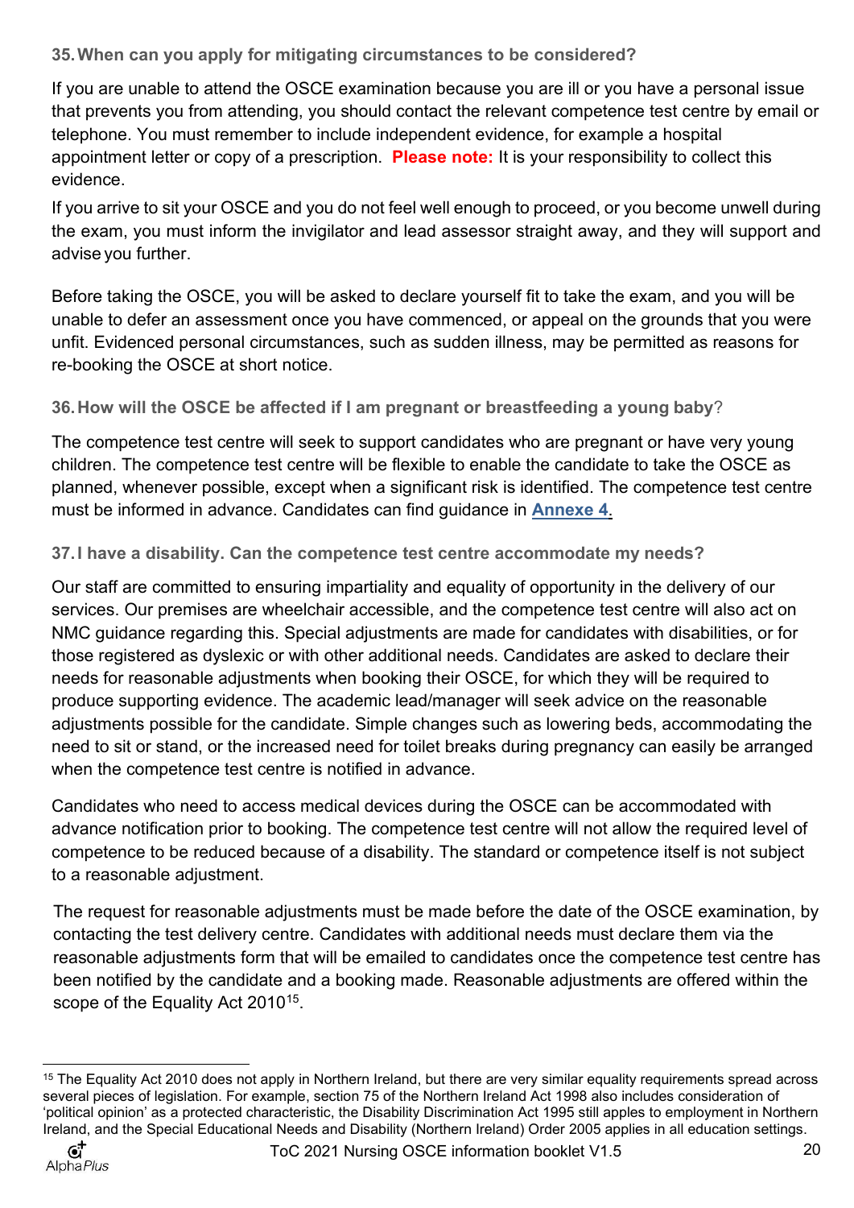### 35. When can you apply for mitigating circumstances to be considered?

If you are unable to attend the OSCE examination because you are ill or you have a personal issue that prevents you from attending, you should contact the relevant competence test centre by email or telephone. You must remember to include independent evidence, for example a hospital appointment letter or copy of a prescription. **Please note:** It is your responsibility to collect this evidence.

If you arrive to sit your OSCE and you do not feel well enough to proceed, or you become unwell during the exam, you must inform the invigilator and lead assessor straight away, and they will support and advise you further.

Before taking the OSCE, you will be asked to declare yourself fit to take the exam, and you will be unable to defer an assessment once you have commenced, or appeal on the grounds that you were unfit. Evidenced personal circumstances, such as sudden illness, may be permitted as reasons for re-booking the OSCE at short notice.

### 36. How will the OSCE be affected if I am pregnant or breastfeeding a young baby?

The competence test centre will seek to support candidates who are pregnant or have very young children. The competence test centre will be flexible to enable the candidate to take the OSCE as planned, whenever possible, except when a significant risk is identified. The competence test centre must be informed in advance. Candidates can find guidance in **Annexe 4**.

### 37. I have a disability. Can the competence test centre accommodate my needs?

Our staff are committed to ensuring impartiality and equality of opportunity in the delivery of our services. Our premises are wheelchair accessible, and the competence test centre will also act on NMC guidance regarding this. Special adjustments are made for candidates with disabilities, or for those registered as dyslexic or with other additional needs. Candidates are asked to declare their needs for reasonable adjustments when booking their OSCE, for which they will be required to produce supporting evidence. The academic lead/manager will seek advice on the reasonable adjustments possible for the candidate. Simple changes such as lowering beds, accommodating the need to sit or stand, or the increased need for toilet breaks during pregnancy can easily be arranged when the competence test centre is notified in advance.

Candidates who need to access medical devices during the OSCE can be accommodated with advance notification prior to booking. The competence test centre will not allow the required level of competence to be reduced because of a disability. The standard or competence itself is not subject to a reasonable adjustment.

The request for reasonable adjustments must be made before the date of the OSCE examination, by contacting the test delivery centre. Candidates with additional needs must declare them via the reasonable adjustments form that will be emailed to candidates once the competence test centre has been notified by the candidate and a booking made. Reasonable adjustments are offered within the scope of the Equality Act 2010[15].

---

[15] The Equality Act 2010 does not apply in Northern Ireland, but there are very similar equality requirements spread across several pieces of legislation. For example, section 75 of the Northern Ireland Act 1998 also includes consideration of 'political opinion' as a protected characteristic, the Disability Discrimination Act 1995 still applies to employment in Northern Ireland, and the Special Educational Needs and Disability (Northern Ireland) Order 2005 applies in all education settings.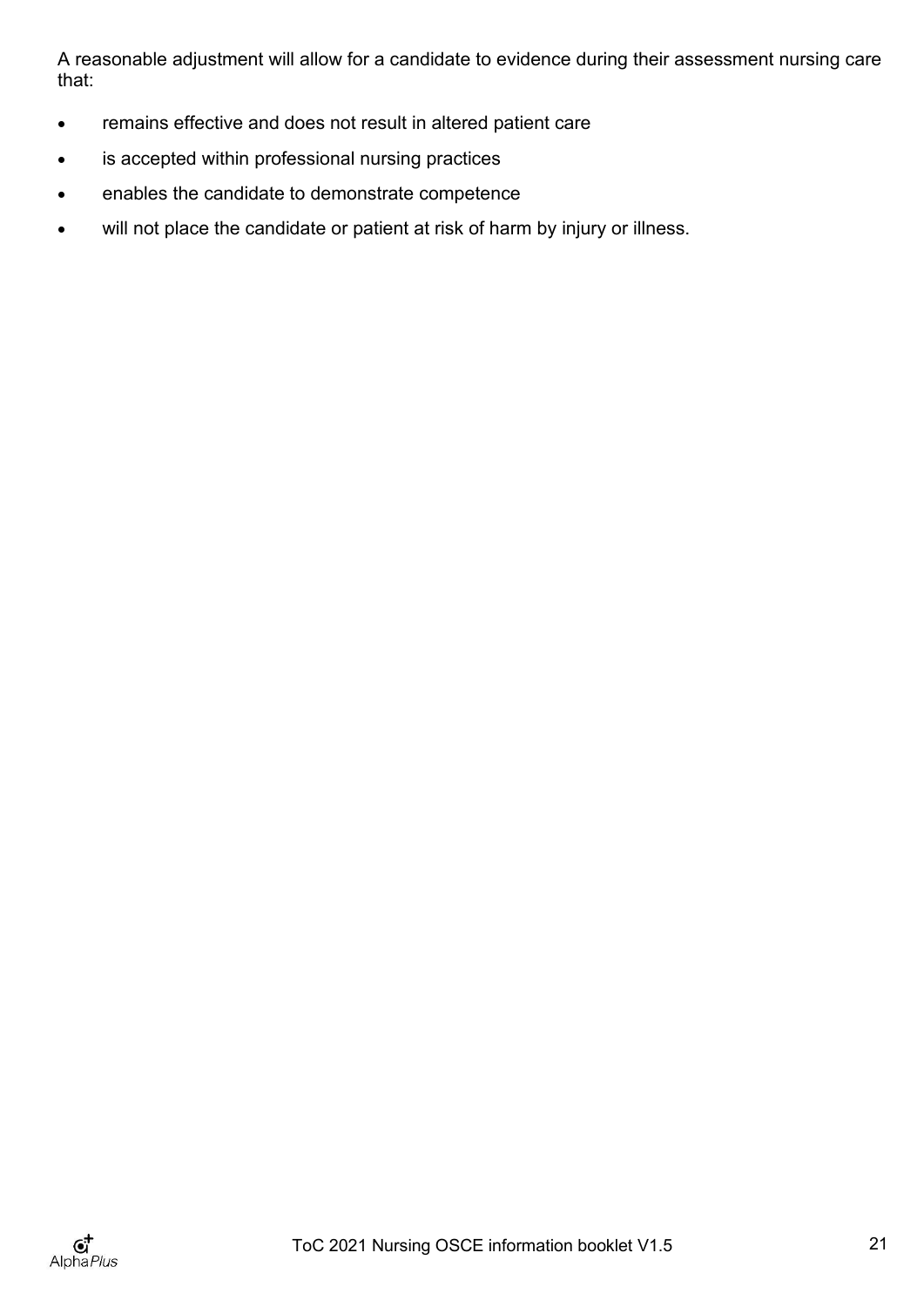A reasonable adjustment will allow for a candidate to evidence during their assessment nursing care that:

- remains effective and does not result in altered patient care
- is accepted within professional nursing practices
- enables the candidate to demonstrate competence
- will not place the candidate or patient at risk of harm by injury or illness.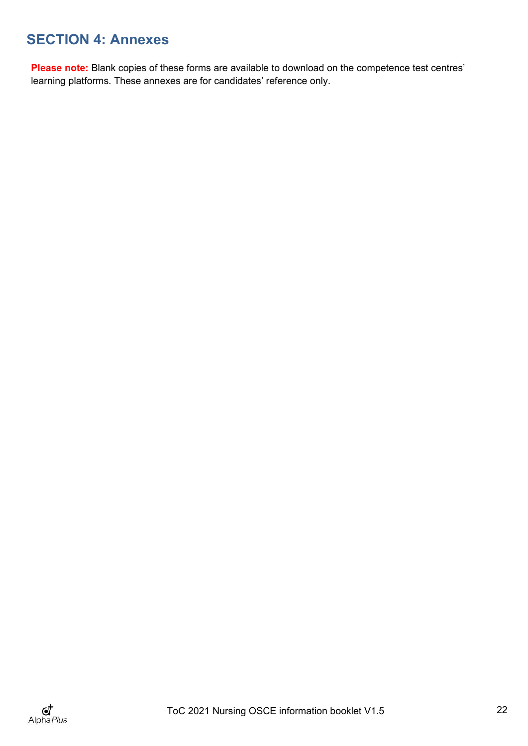## SECTION 4: Annexes

**Please note:** Blank copies of these forms are available to download on the competence test centres' learning platforms. These annexes are for candidates' reference only.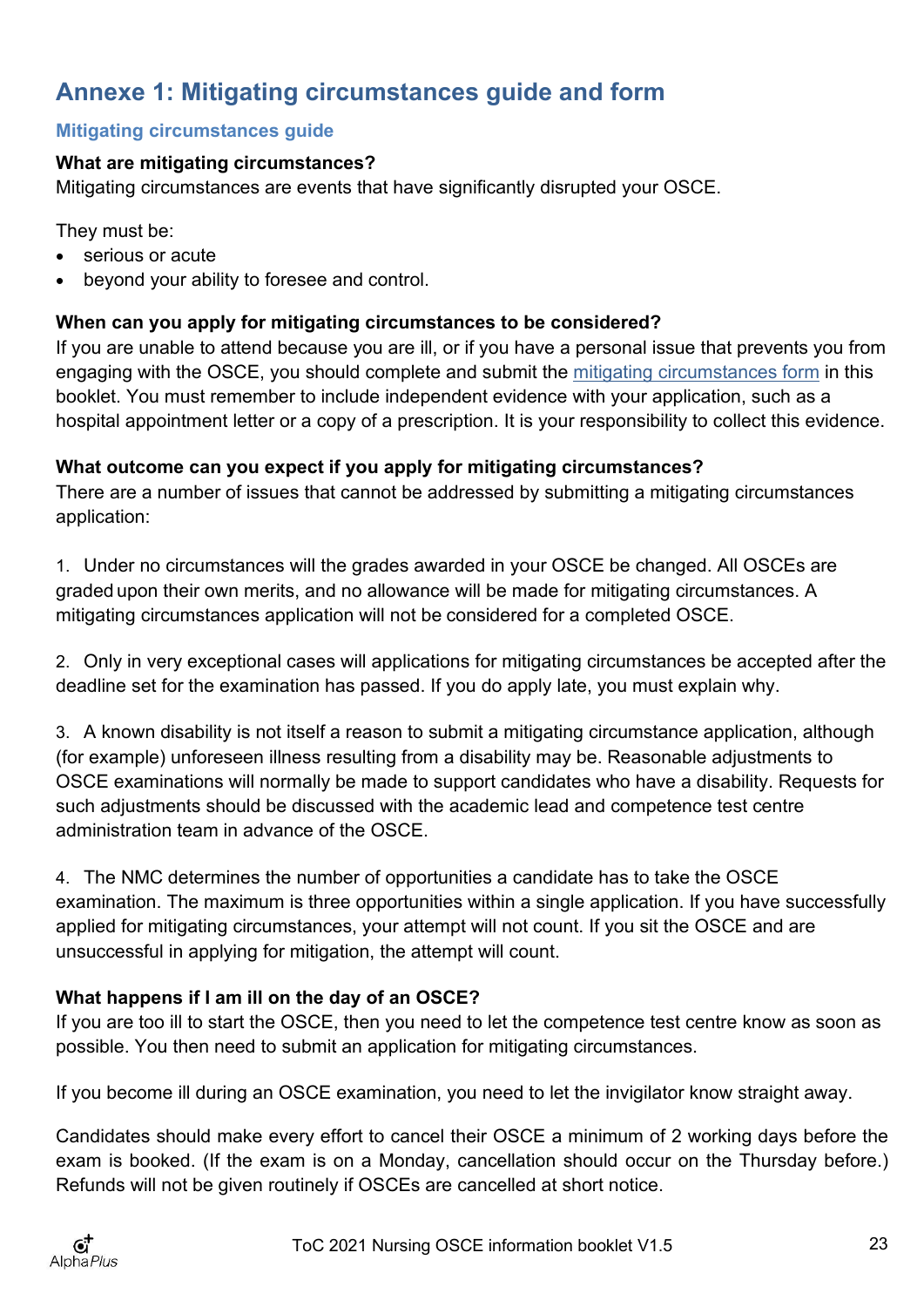# Annexe 1: Mitigating circumstances guide and form

## Mitigating circumstances guide

**What are mitigating circumstances?**

Mitigating circumstances are events that have significantly disrupted your OSCE.

They must be:

- serious or acute
- beyond your ability to foresee and control.

**When can you apply for mitigating circumstances to be considered?**

If you are unable to attend because you are ill, or if you have a personal issue that prevents you from engaging with the OSCE, you should complete and submit the mitigating circumstances form in this booklet. You must remember to include independent evidence with your application, such as a hospital appointment letter or a copy of a prescription. It is your responsibility to collect this evidence.

**What outcome can you expect if you apply for mitigating circumstances?**

There are a number of issues that cannot be addressed by submitting a mitigating circumstances application:

1. Under no circumstances will the grades awarded in your OSCE be changed. All OSCEs are graded upon their own merits, and no allowance will be made for mitigating circumstances. A mitigating circumstances application will not be considered for a completed OSCE.

2. Only in very exceptional cases will applications for mitigating circumstances be accepted after the deadline set for the examination has passed. If you do apply late, you must explain why.

3. A known disability is not itself a reason to submit a mitigating circumstance application, although (for example) unforeseen illness resulting from a disability may be. Reasonable adjustments to OSCE examinations will normally be made to support candidates who have a disability. Requests for such adjustments should be discussed with the academic lead and competence test centre administration team in advance of the OSCE.

4. The NMC determines the number of opportunities a candidate has to take the OSCE examination. The maximum is three opportunities within a single application. If you have successfully applied for mitigating circumstances, your attempt will not count. If you sit the OSCE and are unsuccessful in applying for mitigation, the attempt will count.

**What happens if I am ill on the day of an OSCE?**

If you are too ill to start the OSCE, then you need to let the competence test centre know as soon as possible. You then need to submit an application for mitigating circumstances.

If you become ill during an OSCE examination, you need to let the invigilator know straight away.

Candidates should make every effort to cancel their OSCE a minimum of 2 working days before the exam is booked. (If the exam is on a Monday, cancellation should occur on the Thursday before.) Refunds will not be given routinely if OSCEs are cancelled at short notice.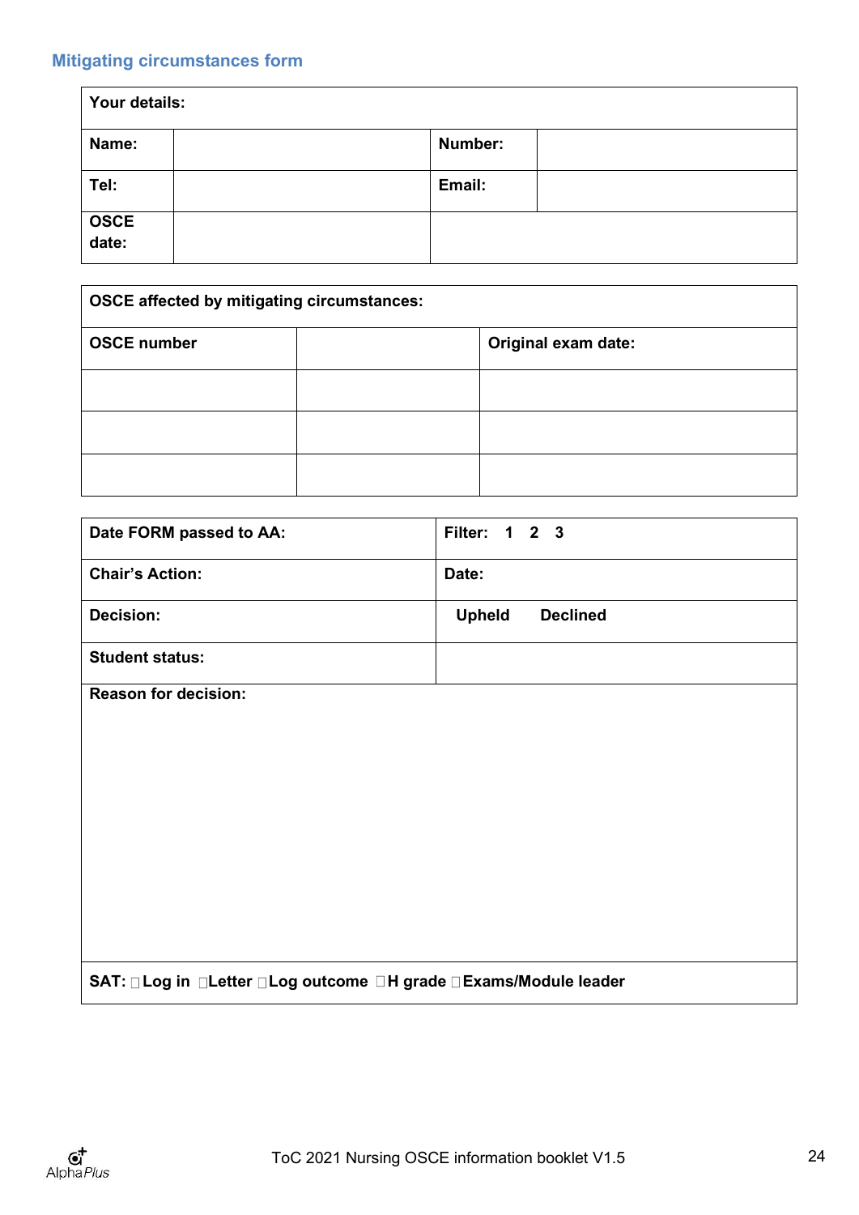## Mitigating circumstances form

| **Your details:** | | | |
|---|---|---|---|
| **Name:** | | **Number:** | |
| **Tel:** | | **Email:** | |
| **OSCE date:** | | | |

| **OSCE affected by mitigating circumstances:** | | |
|---|---|---|
| **OSCE number** | | **Original exam date:** |
| | | |
| | | |
| | | |

| **Date FORM passed to AA:** | **Filter: 1 2 3** |
|---|---|
| **Chair's Action:** | **Date:** |
| **Decision:** | **Upheld Declined** |
| **Student status:** | |
| **Reason for decision:** | |
| **SAT:** ☐ **Log in** ☐ **Letter** ☐ **Log outcome** ☐ **H grade** ☐ **Exams/Module leader** | |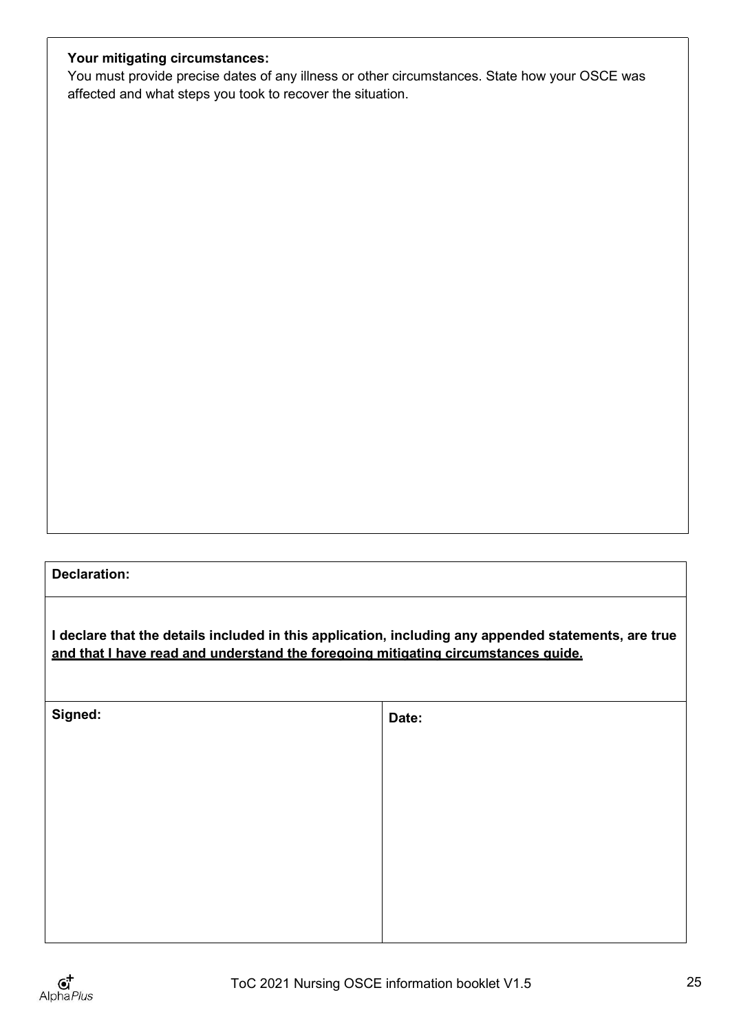| **Your mitigating circumstances:** You must provide precise dates of any illness or other circumstances. State how your OSCE was affected and what steps you took to recover the situation. |
| --- |
| |

| **Declaration:** | |
| --- | --- |
| **I declare that the details included in this application, including any appended statements, are true and that I have read and understand the foregoing mitigating circumstances guide.** | |
| **Signed:** | **Date:** |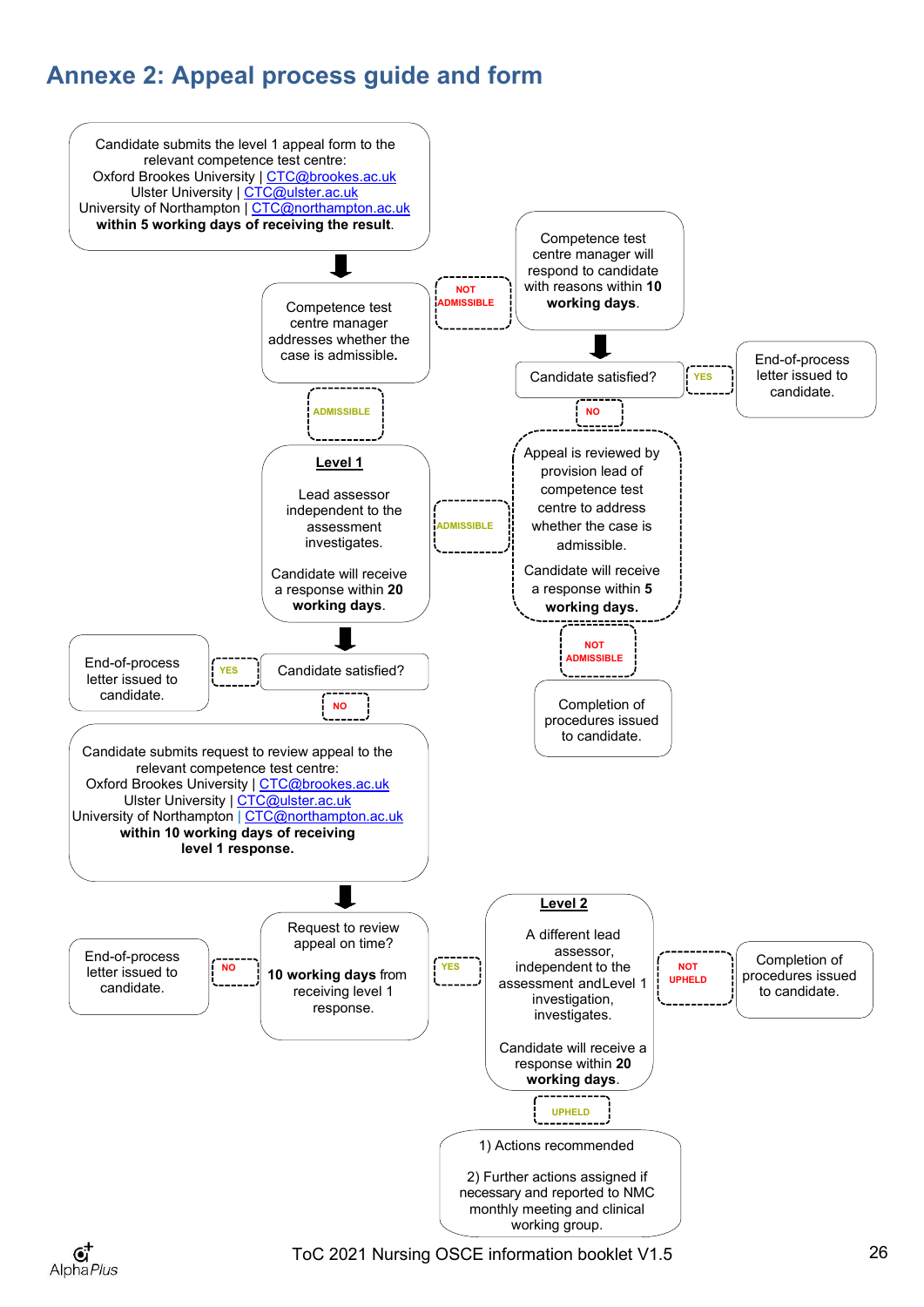## Annexe 2: Appeal process guide and form

Candidate submits the level 1 appeal form to the relevant competence test centre:
Oxford Brookes University | CTC@brookes.ac.uk
Ulster University | CTC@ulster.ac.uk
University of Northampton | CTC@northampton.ac.uk
**within 5 working days of receiving the result**.

Competence test centre manager addresses whether the case is admissible**.**

NOT ADMISSIBLE

Competence test centre manager will respond to candidate with reasons within **10 working days**.

Candidate satisfied?

YES

End-of-process letter issued to candidate.

NO

Appeal is reviewed by provision lead of competence test centre to address whether the case is admissible.

Candidate will receive a response within **5 working days.**

NOT ADMISSIBLE

Completion of procedures issued to candidate.

ADMISSIBLE

ADMISSIBLE

**Level 1**

Lead assessor independent to the assessment investigates.

Candidate will receive a response within **20 working days**.

Candidate satisfied?

YES

End-of-process letter issued to candidate.

NO

Candidate submits request to review appeal to the relevant competence test centre:
Oxford Brookes University | CTC@brookes.ac.uk
Ulster University | CTC@ulster.ac.uk
University of Northampton | CTC@northampton.ac.uk
**within 10 working days of receiving level 1 response.**

Request to review appeal on time?

**10 working days** from receiving level 1 response.

NO

End-of-process letter issued to candidate.

YES

**Level 2**

A different lead assessor, independent to the assessment andLevel 1 investigation, investigates.

Candidate will receive a response within **20 working days**.

NOT UPHELD

Completion of procedures issued to candidate.

UPHELD

1) Actions recommended

2) Further actions assigned if necessary and reported to NMC monthly meeting and clinical working group.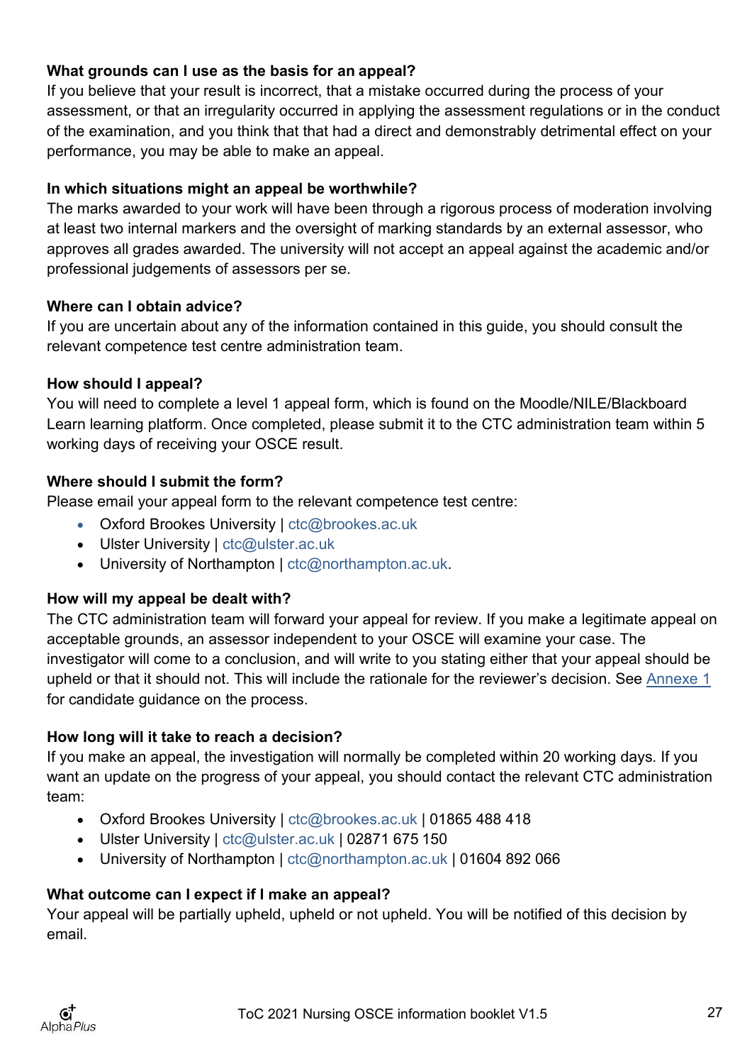**What grounds can I use as the basis for an appeal?**

If you believe that your result is incorrect, that a mistake occurred during the process of your assessment, or that an irregularity occurred in applying the assessment regulations or in the conduct of the examination, and you think that that had a direct and demonstrably detrimental effect on your performance, you may be able to make an appeal.

**In which situations might an appeal be worthwhile?**

The marks awarded to your work will have been through a rigorous process of moderation involving at least two internal markers and the oversight of marking standards by an external assessor, who approves all grades awarded. The university will not accept an appeal against the academic and/or professional judgements of assessors per se.

**Where can I obtain advice?**

If you are uncertain about any of the information contained in this guide, you should consult the relevant competence test centre administration team.

**How should I appeal?**

You will need to complete a level 1 appeal form, which is found on the Moodle/NILE/Blackboard Learn learning platform. Once completed, please submit it to the CTC administration team within 5 working days of receiving your OSCE result.

**Where should I submit the form?**

Please email your appeal form to the relevant competence test centre:

- Oxford Brookes University | ctc@brookes.ac.uk
- Ulster University | ctc@ulster.ac.uk
- University of Northampton | ctc@northampton.ac.uk.

**How will my appeal be dealt with?**

The CTC administration team will forward your appeal for review. If you make a legitimate appeal on acceptable grounds, an assessor independent to your OSCE will examine your case. The investigator will come to a conclusion, and will write to you stating either that your appeal should be upheld or that it should not. This will include the rationale for the reviewer's decision. See Annexe 1 for candidate guidance on the process.

**How long will it take to reach a decision?**

If you make an appeal, the investigation will normally be completed within 20 working days. If you want an update on the progress of your appeal, you should contact the relevant CTC administration team:

- Oxford Brookes University | ctc@brookes.ac.uk | 01865 488 418
- Ulster University | ctc@ulster.ac.uk | 02871 675 150
- University of Northampton | ctc@northampton.ac.uk | 01604 892 066

**What outcome can I expect if I make an appeal?**

Your appeal will be partially upheld, upheld or not upheld. You will be notified of this decision by email.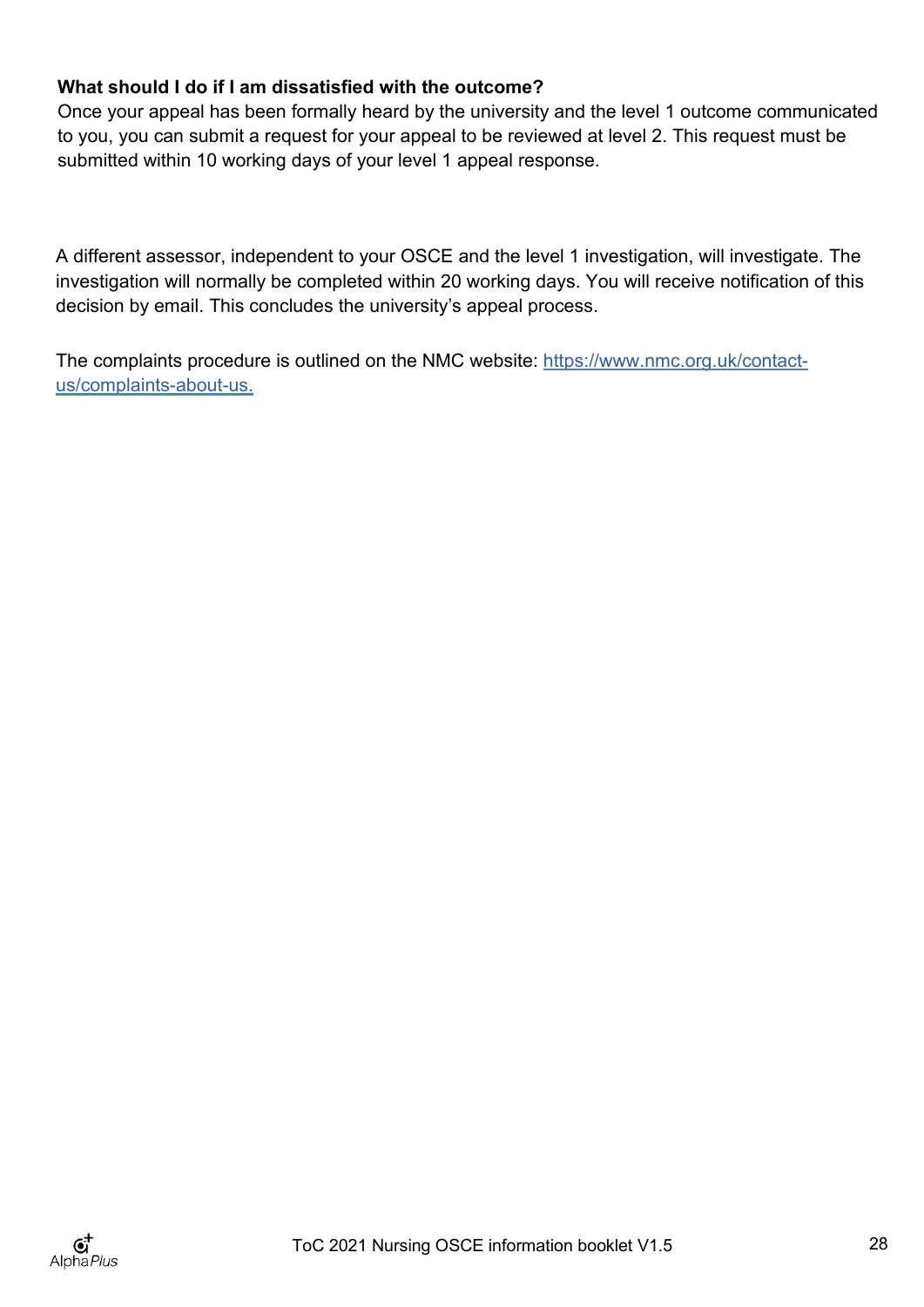**What should I do if I am dissatisfied with the outcome?**

Once your appeal has been formally heard by the university and the level 1 outcome communicated to you, you can submit a request for your appeal to be reviewed at level 2. This request must be submitted within 10 working days of your level 1 appeal response.

A different assessor, independent to your OSCE and the level 1 investigation, will investigate. The investigation will normally be completed within 20 working days. You will receive notification of this decision by email. This concludes the university's appeal process.

The complaints procedure is outlined on the NMC website: [https://www.nmc.org.uk/contact-us/complaints-about-us.](https://www.nmc.org.uk/contact-us/complaints-about-us)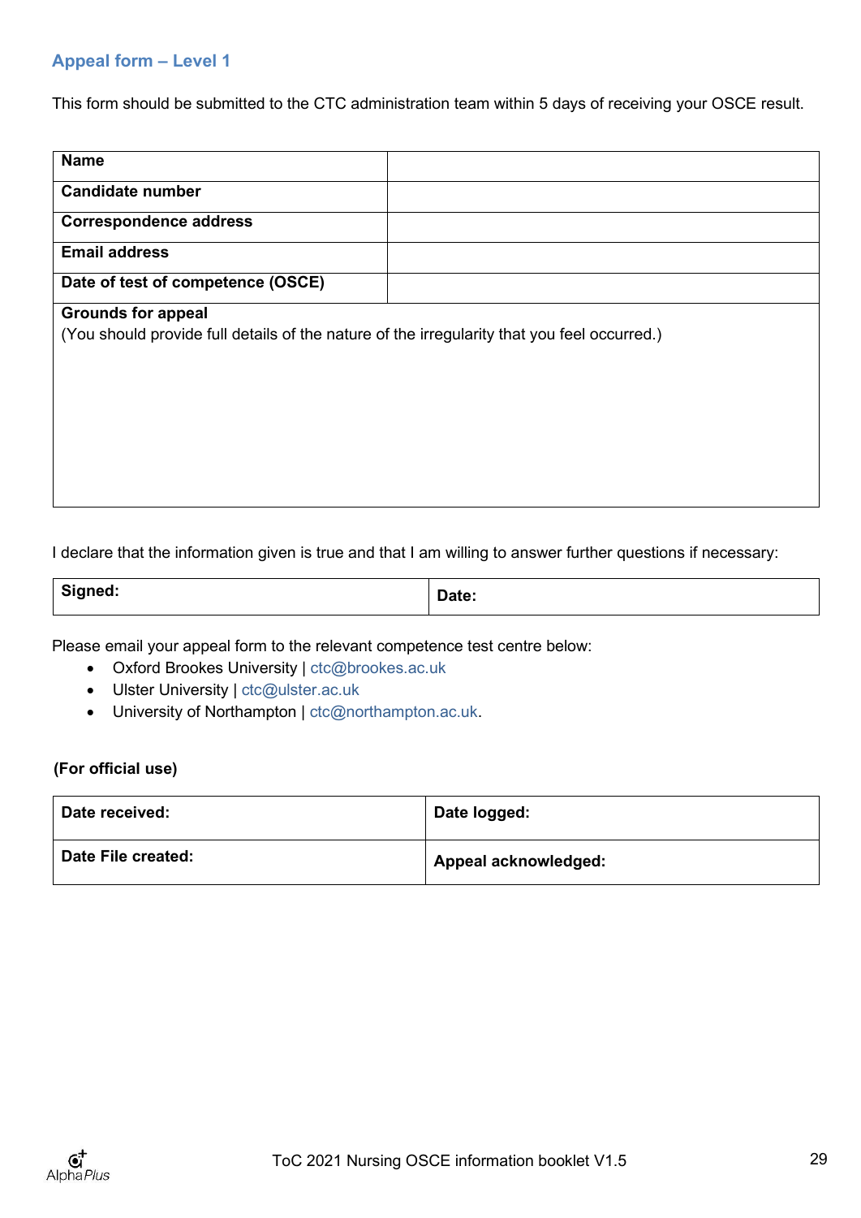## Appeal form – Level 1

This form should be submitted to the CTC administration team within 5 days of receiving your OSCE result.

| **Name** | |
|---|---|
| **Candidate number** | |
| **Correspondence address** | |
| **Email address** | |
| **Date of test of competence (OSCE)** | |
| **Grounds for appeal**<br>(You should provide full details of the nature of the irregularity that you feel occurred.) | |

I declare that the information given is true and that I am willing to answer further questions if necessary:

| **Signed:** | **Date:** |
|---|---|

Please email your appeal form to the relevant competence test centre below:

- Oxford Brookes University | ctc@brookes.ac.uk
- Ulster University | ctc@ulster.ac.uk
- University of Northampton | ctc@northampton.ac.uk.

**(For official use)**

| **Date received:** | **Date logged:** |
|---|---|
| **Date File created:** | **Appeal acknowledged:** |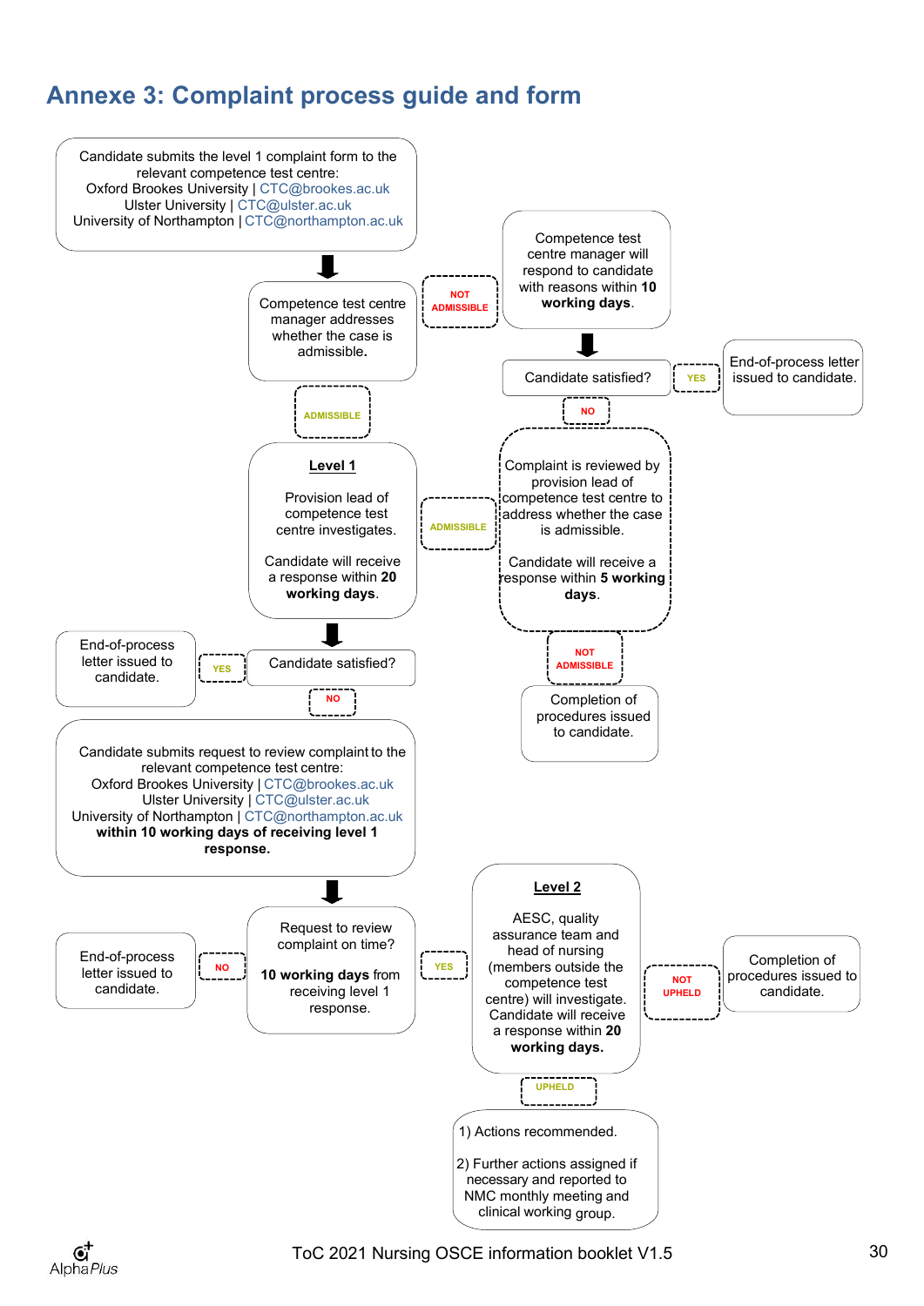# Annexe 3: Complaint process guide and form

Candidate submits the level 1 complaint form to the relevant competence test centre:
Oxford Brookes University | CTC@brookes.ac.uk
Ulster University | CTC@ulster.ac.uk
University of Northampton | CTC@northampton.ac.uk

Competence test centre manager addresses whether the case is admissible.

NOT ADMISSIBLE

Competence test centre manager will respond to candidate with reasons within **10 working days**.

Candidate satisfied?

YES

End-of-process letter issued to candidate.

NO

ADMISSIBLE

**Level 1**

Provision lead of competence test centre investigates.

Candidate will receive a response within **20 working days**.

ADMISSIBLE

Complaint is reviewed by provision lead of competence test centre to address whether the case is admissible.

Candidate will receive a response within **5 working days**.

NOT ADMISSIBLE

Completion of procedures issued to candidate.

End-of-process letter issued to candidate.

YES

Candidate satisfied?

NO

Candidate submits request to review complaint to the relevant competence test centre:
Oxford Brookes University | CTC@brookes.ac.uk
Ulster University | CTC@ulster.ac.uk
University of Northampton | CTC@northampton.ac.uk
**within 10 working days of receiving level 1 response.**

End-of-process letter issued to candidate.

NO

Request to review complaint on time?

**10 working days** from receiving level 1 response.

YES

**Level 2**

AESC, quality assurance team and head of nursing (members outside the competence test centre) will investigate. Candidate will receive a response within **20 working days.**

NOT UPHELD

Completion of procedures issued to candidate.

UPHELD

1) Actions recommended.

2) Further actions assigned if necessary and reported to NMC monthly meeting and clinical working group.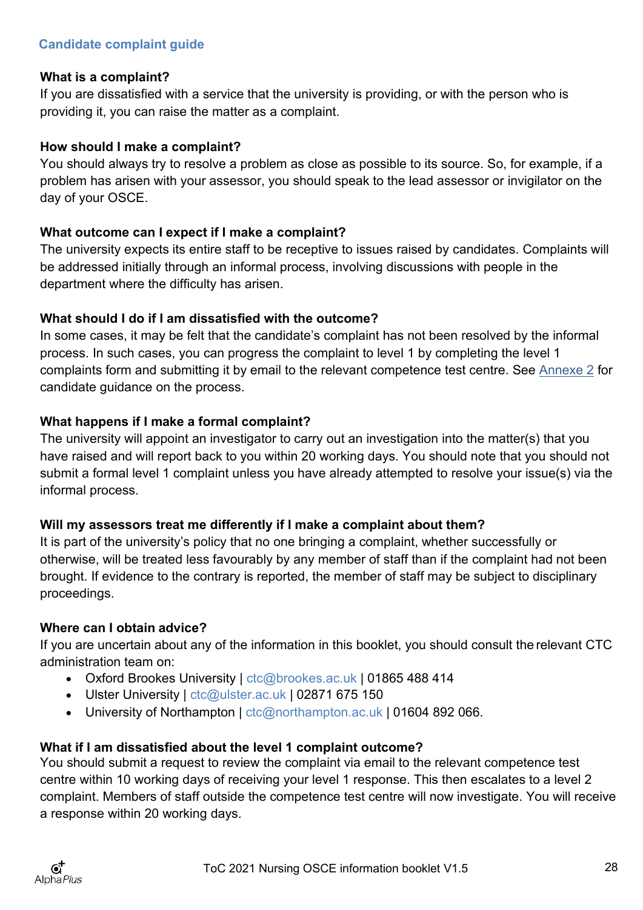## Candidate complaint guide

### What is a complaint?

If you are dissatisfied with a service that the university is providing, or with the person who is providing it, you can raise the matter as a complaint.

### How should I make a complaint?

You should always try to resolve a problem as close as possible to its source. So, for example, if a problem has arisen with your assessor, you should speak to the lead assessor or invigilator on the day of your OSCE.

### What outcome can I expect if I make a complaint?

The university expects its entire staff to be receptive to issues raised by candidates. Complaints will be addressed initially through an informal process, involving discussions with people in the department where the difficulty has arisen.

### What should I do if I am dissatisfied with the outcome?

In some cases, it may be felt that the candidate's complaint has not been resolved by the informal process. In such cases, you can progress the complaint to level 1 by completing the level 1 complaints form and submitting it by email to the relevant competence test centre. See Annexe 2 for candidate guidance on the process.

### What happens if I make a formal complaint?

The university will appoint an investigator to carry out an investigation into the matter(s) that you have raised and will report back to you within 20 working days. You should note that you should not submit a formal level 1 complaint unless you have already attempted to resolve your issue(s) via the informal process.

### Will my assessors treat me differently if I make a complaint about them?

It is part of the university's policy that no one bringing a complaint, whether successfully or otherwise, will be treated less favourably by any member of staff than if the complaint had not been brought. If evidence to the contrary is reported, the member of staff may be subject to disciplinary proceedings.

### Where can I obtain advice?

If you are uncertain about any of the information in this booklet, you should consult the relevant CTC administration team on:

- Oxford Brookes University | ctc@brookes.ac.uk | 01865 488 414
- Ulster University | ctc@ulster.ac.uk | 02871 675 150
- University of Northampton | ctc@northampton.ac.uk | 01604 892 066.

### What if I am dissatisfied about the level 1 complaint outcome?

You should submit a request to review the complaint via email to the relevant competence test centre within 10 working days of receiving your level 1 response. This then escalates to a level 2 complaint. Members of staff outside the competence test centre will now investigate. You will receive a response within 20 working days.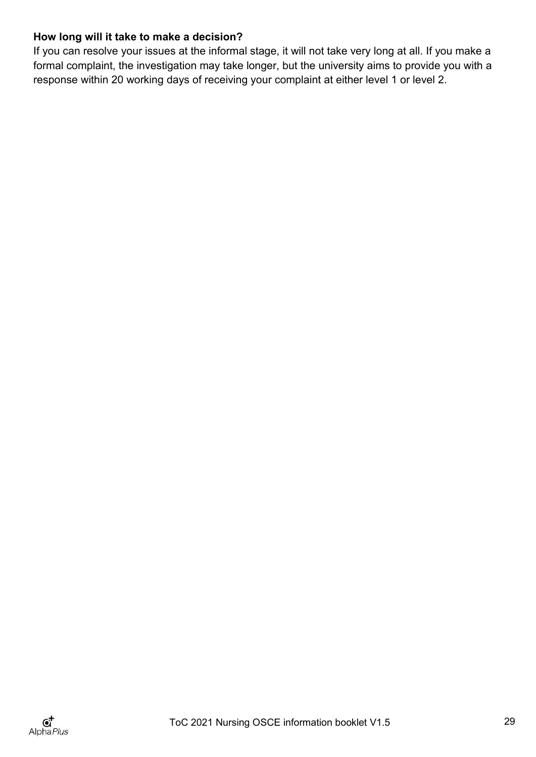**How long will it take to make a decision?**

If you can resolve your issues at the informal stage, it will not take very long at all. If you make a formal complaint, the investigation may take longer, but the university aims to provide you with a response within 20 working days of receiving your complaint at either level 1 or level 2.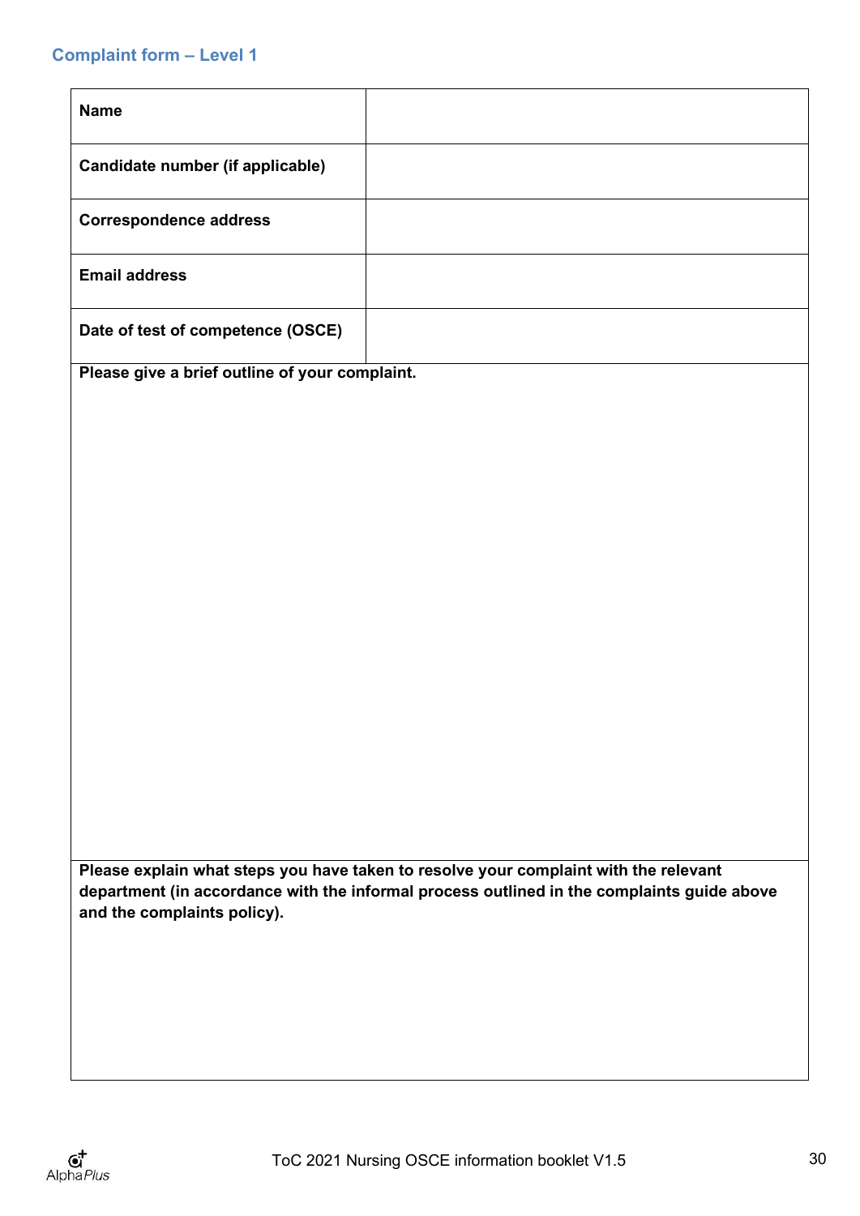## Complaint form – Level 1

| **Name** | |
|---|---|
| **Candidate number (if applicable)** | |
| **Correspondence address** | |
| **Email address** | |
| **Date of test of competence (OSCE)** | |

**Please give a brief outline of your complaint.**

**Please explain what steps you have taken to resolve your complaint with the relevant department (in accordance with the informal process outlined in the complaints guide above and the complaints policy).**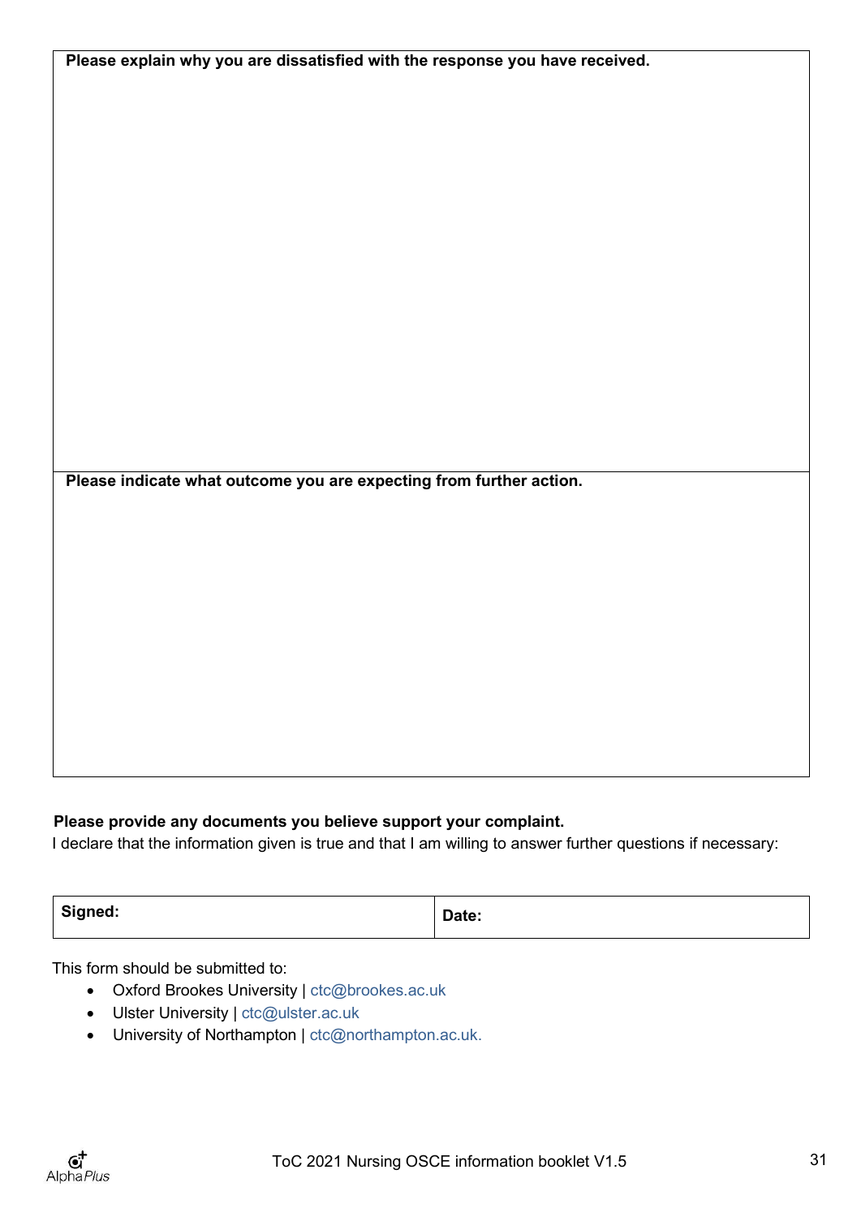| Please explain why you are dissatisfied with the response you have received. |
| --- |
| |
| **Please indicate what outcome you are expecting from further action.** |
| |

**Please provide any documents you believe support your complaint.**

I declare that the information given is true and that I am willing to answer further questions if necessary:

| Signed: | Date: |
| --- | --- |

This form should be submitted to:

- Oxford Brookes University | ctc@brookes.ac.uk
- Ulster University | ctc@ulster.ac.uk
- University of Northampton | ctc@northampton.ac.uk.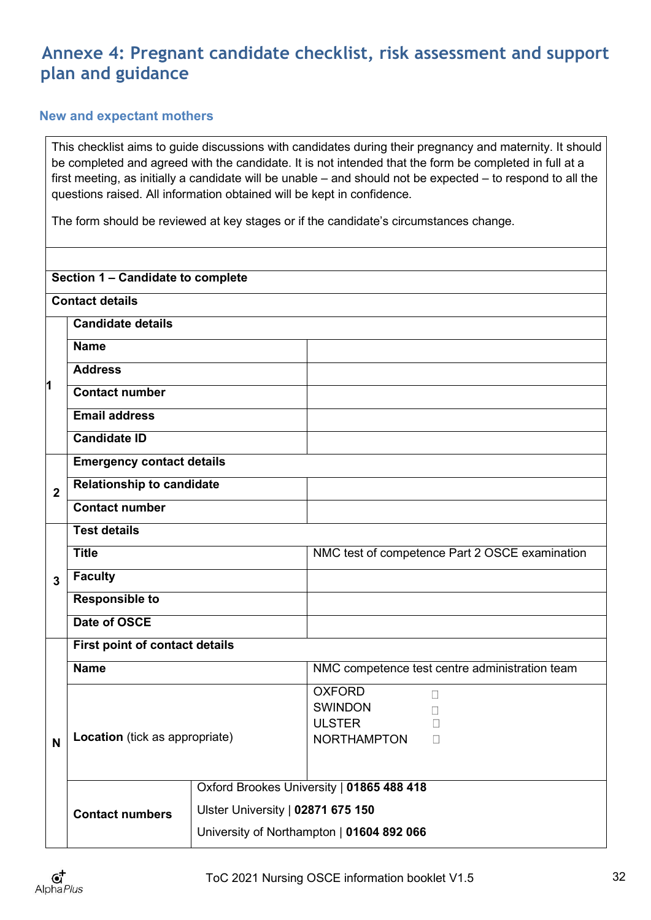# Annexe 4: Pregnant candidate checklist, risk assessment and support plan and guidance

## New and expectant mothers

This checklist aims to guide discussions with candidates during their pregnancy and maternity. It should be completed and agreed with the candidate. It is not intended that the form be completed in full at a first meeting, as initially a candidate will be unable – and should not be expected – to respond to all the questions raised. All information obtained will be kept in confidence.

The form should be reviewed at key stages or if the candidate's circumstances change.

| | | | |
|---|---|---|---|
| **Section 1 – Candidate to complete** | | | |
| **Contact details** | | | |
| 1 | **Candidate details** | | |
| | **Name** | | |
| | **Address** | | |
| | **Contact number** | | |
| | **Email address** | | |
| | **Candidate ID** | | |
| 2 | **Emergency contact details** | | |
| | **Relationship to candidate** | | |
| | **Contact number** | | |
| 3 | **Test details** | | |
| | **Title** | | NMC test of competence Part 2 OSCE examination |
| | **Faculty** | | |
| | **Responsible to** | | |
| | **Date of OSCE** | | |
| N | **First point of contact details** | | |
| | **Name** | | NMC competence test centre administration team |
| | **Location** (tick as appropriate) | | OXFORD ☐<br>SWINDON ☐<br>ULSTER ☐<br>NORTHAMPTON ☐ |
| | **Contact numbers** | Oxford Brookes University \| **01865 488 418**<br>Ulster University \| **02871 675 150**<br>University of Northampton \| **01604 892 066** | |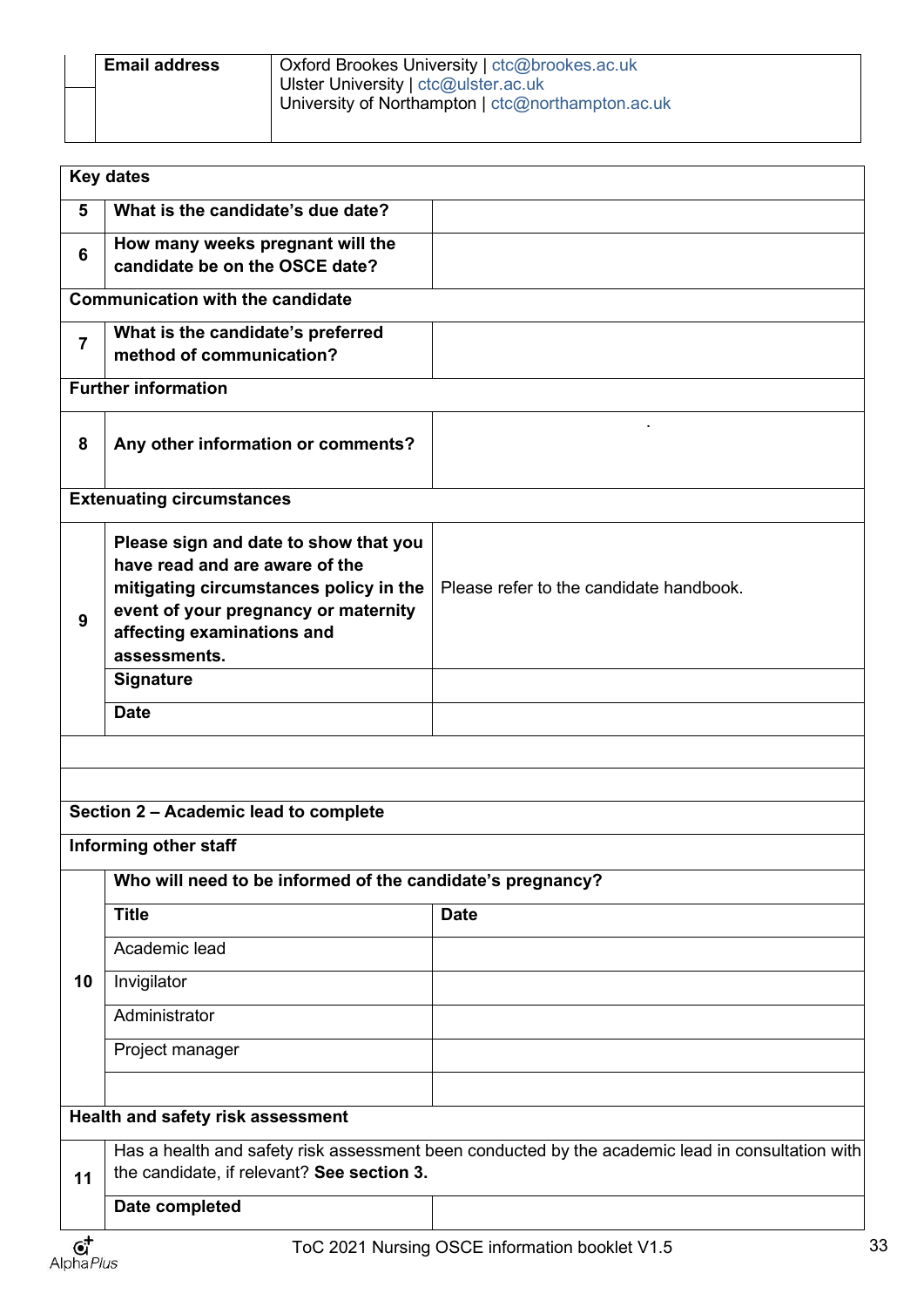| | Email address | Oxford Brookes University \| ctc@brookes.ac.uk<br>Ulster University \| ctc@ulster.ac.uk<br>University of Northampton \| ctc@northampton.ac.uk |
|---|---|---|

| **Key dates** | | |
|---|---|---|
| **5** | **What is the candidate's due date?** | |
| **6** | **How many weeks pregnant will the candidate be on the OSCE date?** | |
| **Communication with the candidate** | | |
| **7** | **What is the candidate's preferred method of communication?** | |
| **Further information** | | |
| **8** | **Any other information or comments?** | . |
| **Extenuating circumstances** | | |
| **9** | **Please sign and date to show that you have read and are aware of the mitigating circumstances policy in the event of your pregnancy or maternity affecting examinations and assessments.** | Please refer to the candidate handbook. |
| | **Signature** | |
| | **Date** | |
| | | |
| | | |
| **Section 2 – Academic lead to complete** | | |
| **Informing other staff** | | |
| **10** | **Who will need to be informed of the candidate's pregnancy?** | |
| | **Title** | **Date** |
| | Academic lead | |
| | Invigilator | |
| | Administrator | |
| | Project manager | |
| | | |
| **Health and safety risk assessment** | | |
| **11** | Has a health and safety risk assessment been conducted by the academic lead in consultation with the candidate, if relevant? **See section 3.** | |
| | **Date completed** | |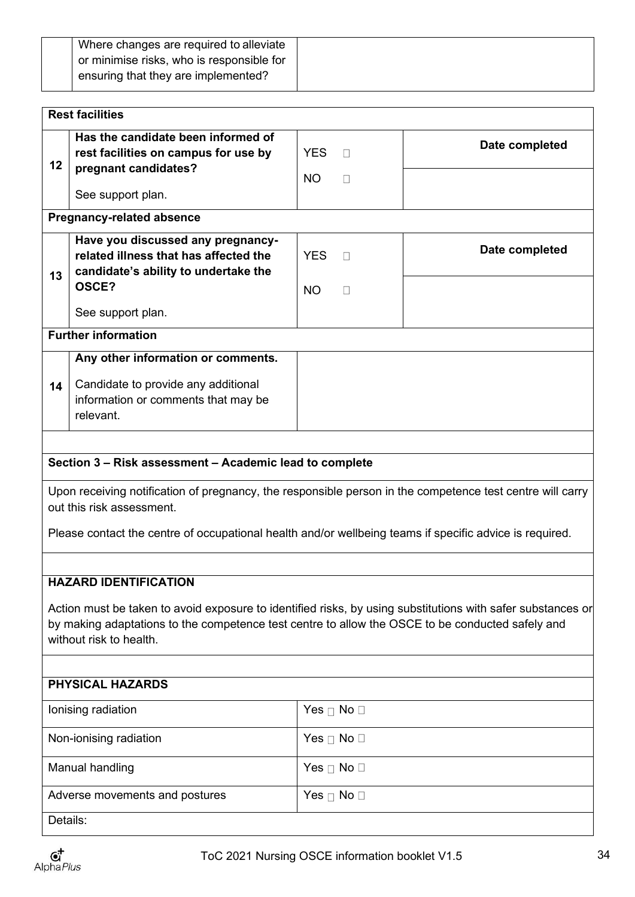| | Where changes are required to alleviate or minimise risks, who is responsible for ensuring that they are implemented? | |
|---|---|---|

| | **Rest facilities** | | |
|---|---|---|---|
| **12** | **Has the candidate been informed of rest facilities on campus for use by pregnant candidates?**<br><br>See support plan. | YES ☐<br>NO ☐ | **Date completed** |
| | **Pregnancy-related absence** | | |
| **13** | **Have you discussed any pregnancy-related illness that has affected the candidate's ability to undertake the OSCE?**<br><br>See support plan. | YES ☐<br>NO ☐ | **Date completed** |
| | **Further information** | | |
| **14** | **Any other information or comments.**<br><br>Candidate to provide any additional information or comments that may be relevant. | | |

**Section 3 – Risk assessment – Academic lead to complete**

Upon receiving notification of pregnancy, the responsible person in the competence test centre will carry out this risk assessment.

Please contact the centre of occupational health and/or wellbeing teams if specific advice is required.

**HAZARD IDENTIFICATION**

Action must be taken to avoid exposure to identified risks, by using substitutions with safer substances or by making adaptations to the competence test centre to allow the OSCE to be conducted safely and without risk to health.

| **PHYSICAL HAZARDS** | |
|---|---|
| Ionising radiation | Yes ☐ No ☐ |
| Non-ionising radiation | Yes ☐ No ☐ |
| Manual handling | Yes ☐ No ☐ |
| Adverse movements and postures | Yes ☐ No ☐ |
| Details: | |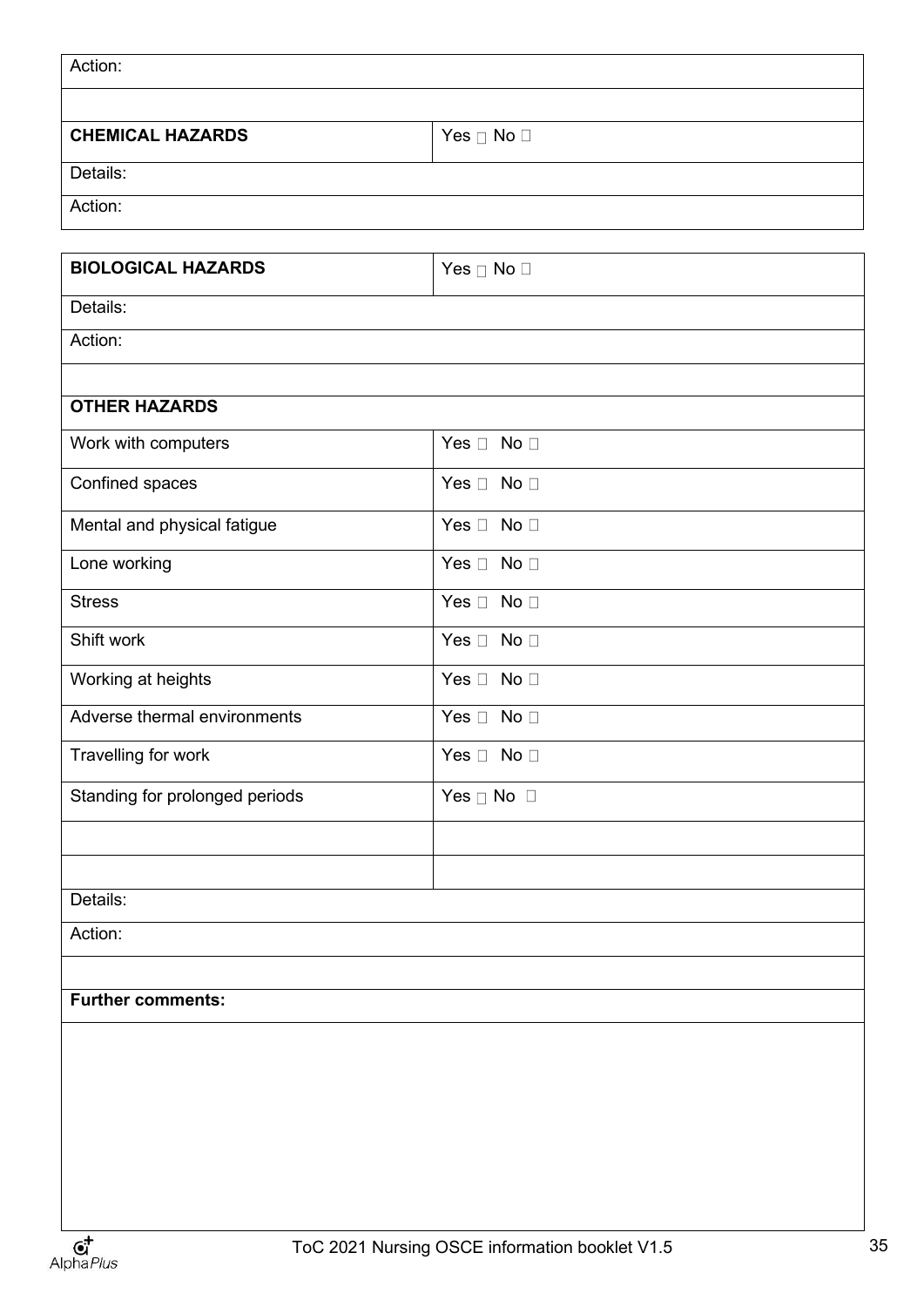| Action: | |
|---|---|
| | |
| **CHEMICAL HAZARDS** | Yes ☐ No ☐ |
| Details: | |
| Action: | |

| **BIOLOGICAL HAZARDS** | Yes ☐ No ☐ |
|---|---|
| Details: | |
| Action: | |
| | |
| **OTHER HAZARDS** | |
| Work with computers | Yes ☐ No ☐ |
| Confined spaces | Yes ☐ No ☐ |
| Mental and physical fatigue | Yes ☐ No ☐ |
| Lone working | Yes ☐ No ☐ |
| Stress | Yes ☐ No ☐ |
| Shift work | Yes ☐ No ☐ |
| Working at heights | Yes ☐ No ☐ |
| Adverse thermal environments | Yes ☐ No ☐ |
| Travelling for work | Yes ☐ No ☐ |
| Standing for prolonged periods | Yes ☐ No ☐ |
| | |
| | |
| Details: | |
| Action: | |
| | |
| **Further comments:** | |
| | |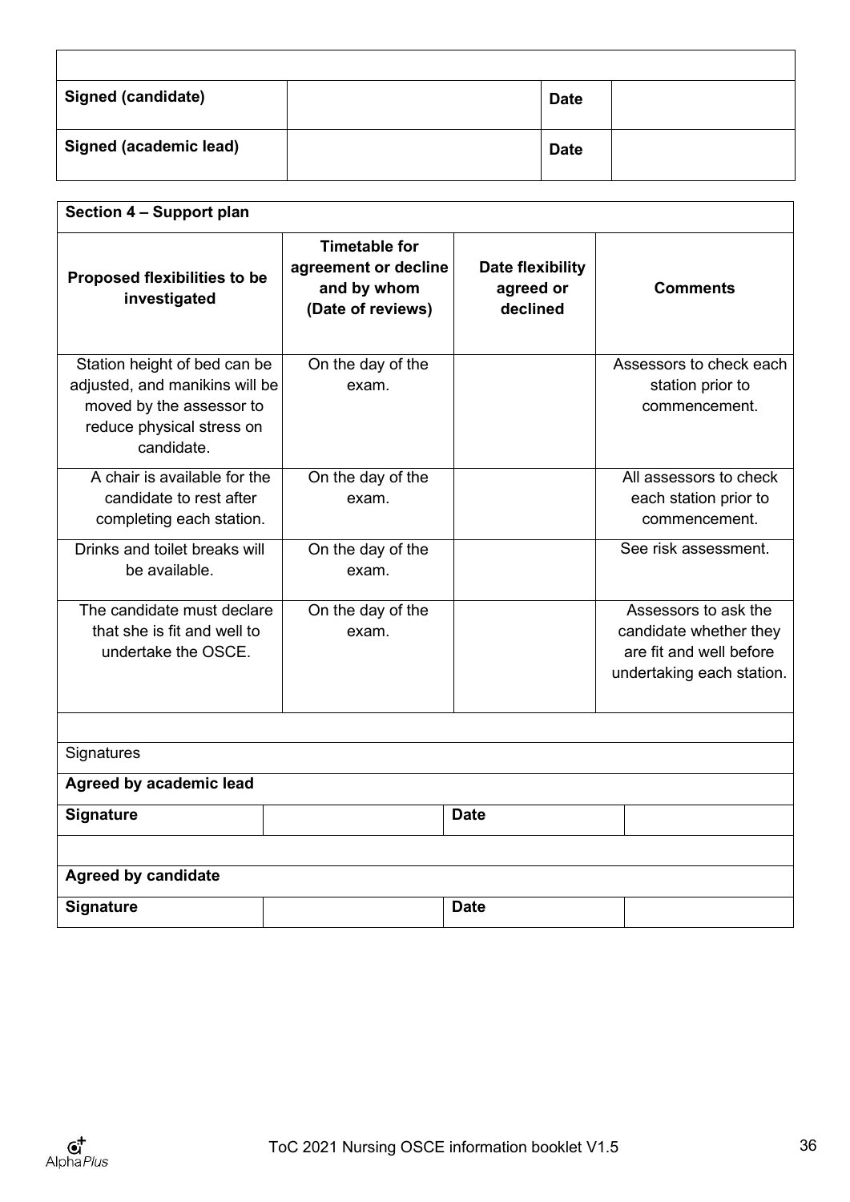| | | | |
|---|---|---|---|
| **Signed (candidate)** | | **Date** | |
| **Signed (academic lead)** | | **Date** | |

| **Section 4 – Support plan** | | | |
|---|---|---|---|
| **Proposed flexibilities to be investigated** | **Timetable for agreement or decline and by whom (Date of reviews)** | **Date flexibility agreed or declined** | **Comments** |
| Station height of bed can be adjusted, and manikins will be moved by the assessor to reduce physical stress on candidate. | On the day of the exam. | | Assessors to check each station prior to commencement. |
| A chair is available for the candidate to rest after completing each station. | On the day of the exam. | | All assessors to check each station prior to commencement. |
| Drinks and toilet breaks will be available. | On the day of the exam. | | See risk assessment. |
| The candidate must declare that she is fit and well to undertake the OSCE. | On the day of the exam. | | Assessors to ask the candidate whether they are fit and well before undertaking each station. |

Signatures

| **Agreed by academic lead** | | | |
|---|---|---|---|
| **Signature** | | **Date** | |

| **Agreed by candidate** | | | |
|---|---|---|---|
| **Signature** | | **Date** | |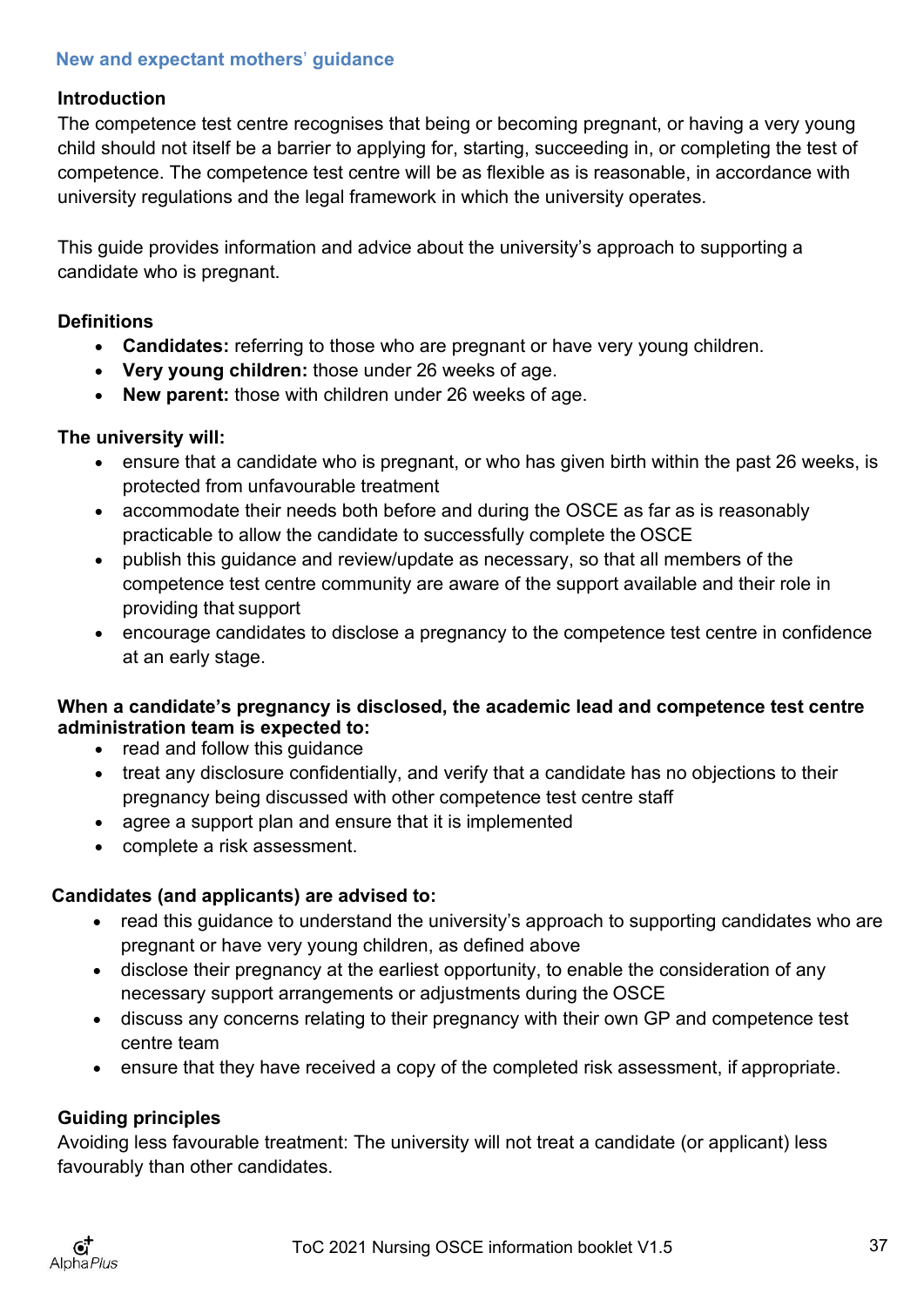## New and expectant mothers' guidance

### Introduction

The competence test centre recognises that being or becoming pregnant, or having a very young child should not itself be a barrier to applying for, starting, succeeding in, or completing the test of competence. The competence test centre will be as flexible as is reasonable, in accordance with university regulations and the legal framework in which the university operates.

This guide provides information and advice about the university's approach to supporting a candidate who is pregnant.

### Definitions

- **Candidates:** referring to those who are pregnant or have very young children.
- **Very young children:** those under 26 weeks of age.
- **New parent:** those with children under 26 weeks of age.

### The university will:

- ensure that a candidate who is pregnant, or who has given birth within the past 26 weeks, is protected from unfavourable treatment
- accommodate their needs both before and during the OSCE as far as is reasonably practicable to allow the candidate to successfully complete the OSCE
- publish this guidance and review/update as necessary, so that all members of the competence test centre community are aware of the support available and their role in providing that support
- encourage candidates to disclose a pregnancy to the competence test centre in confidence at an early stage.

### When a candidate's pregnancy is disclosed, the academic lead and competence test centre administration team is expected to:

- read and follow this guidance
- treat any disclosure confidentially, and verify that a candidate has no objections to their pregnancy being discussed with other competence test centre staff
- agree a support plan and ensure that it is implemented
- complete a risk assessment.

### Candidates (and applicants) are advised to:

- read this guidance to understand the university's approach to supporting candidates who are pregnant or have very young children, as defined above
- disclose their pregnancy at the earliest opportunity, to enable the consideration of any necessary support arrangements or adjustments during the OSCE
- discuss any concerns relating to their pregnancy with their own GP and competence test centre team
- ensure that they have received a copy of the completed risk assessment, if appropriate.

### Guiding principles

Avoiding less favourable treatment: The university will not treat a candidate (or applicant) less favourably than other candidates.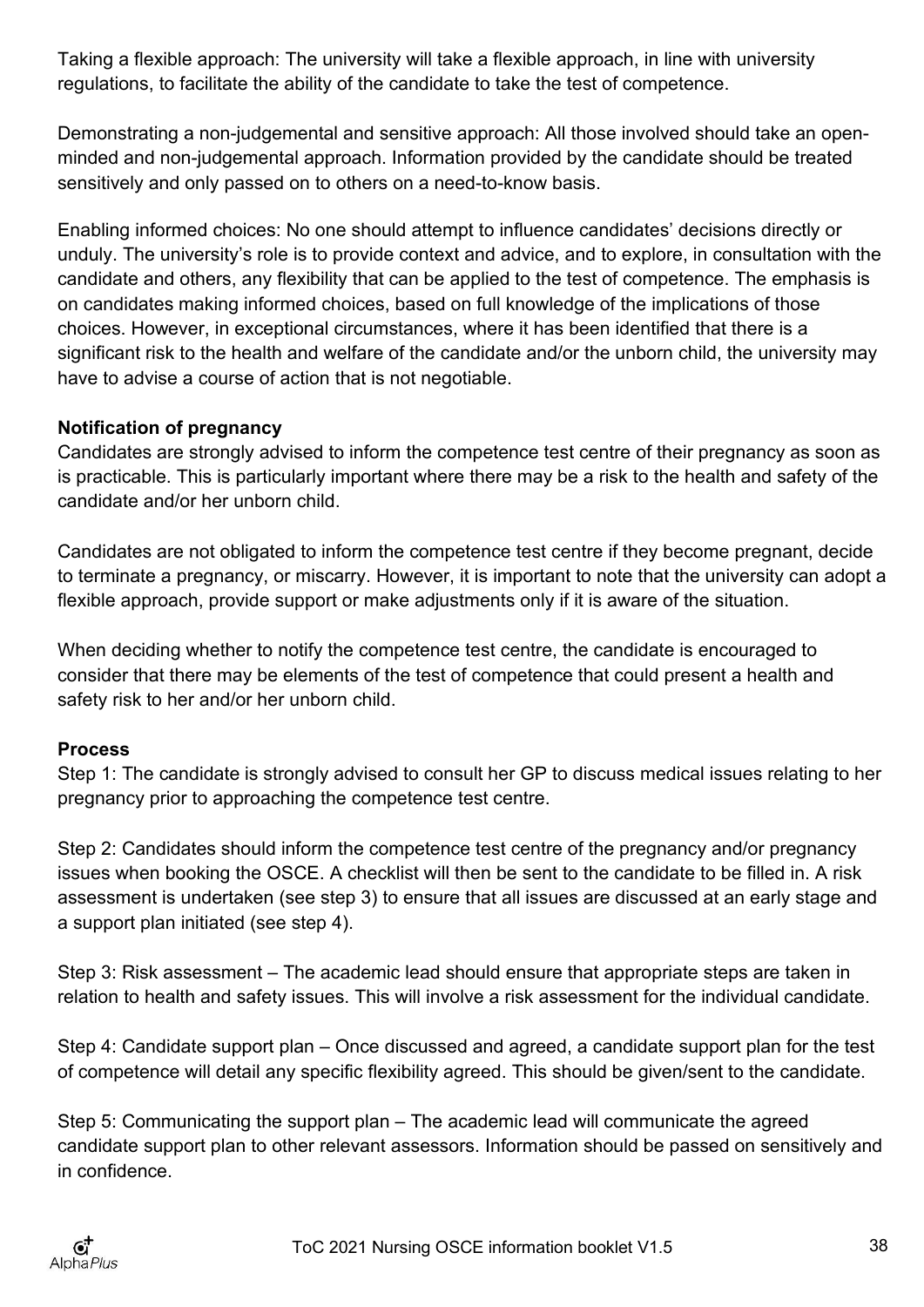Taking a flexible approach: The university will take a flexible approach, in line with university regulations, to facilitate the ability of the candidate to take the test of competence.

Demonstrating a non-judgemental and sensitive approach: All those involved should take an open-minded and non-judgemental approach. Information provided by the candidate should be treated sensitively and only passed on to others on a need-to-know basis.

Enabling informed choices: No one should attempt to influence candidates' decisions directly or unduly. The university's role is to provide context and advice, and to explore, in consultation with the candidate and others, any flexibility that can be applied to the test of competence. The emphasis is on candidates making informed choices, based on full knowledge of the implications of those choices. However, in exceptional circumstances, where it has been identified that there is a significant risk to the health and welfare of the candidate and/or the unborn child, the university may have to advise a course of action that is not negotiable.

**Notification of pregnancy**

Candidates are strongly advised to inform the competence test centre of their pregnancy as soon as is practicable. This is particularly important where there may be a risk to the health and safety of the candidate and/or her unborn child.

Candidates are not obligated to inform the competence test centre if they become pregnant, decide to terminate a pregnancy, or miscarry. However, it is important to note that the university can adopt a flexible approach, provide support or make adjustments only if it is aware of the situation.

When deciding whether to notify the competence test centre, the candidate is encouraged to consider that there may be elements of the test of competence that could present a health and safety risk to her and/or her unborn child.

**Process**

Step 1: The candidate is strongly advised to consult her GP to discuss medical issues relating to her pregnancy prior to approaching the competence test centre.

Step 2: Candidates should inform the competence test centre of the pregnancy and/or pregnancy issues when booking the OSCE. A checklist will then be sent to the candidate to be filled in. A risk assessment is undertaken (see step 3) to ensure that all issues are discussed at an early stage and a support plan initiated (see step 4).

Step 3: Risk assessment – The academic lead should ensure that appropriate steps are taken in relation to health and safety issues. This will involve a risk assessment for the individual candidate.

Step 4: Candidate support plan – Once discussed and agreed, a candidate support plan for the test of competence will detail any specific flexibility agreed. This should be given/sent to the candidate.

Step 5: Communicating the support plan – The academic lead will communicate the agreed candidate support plan to other relevant assessors. Information should be passed on sensitively and in confidence.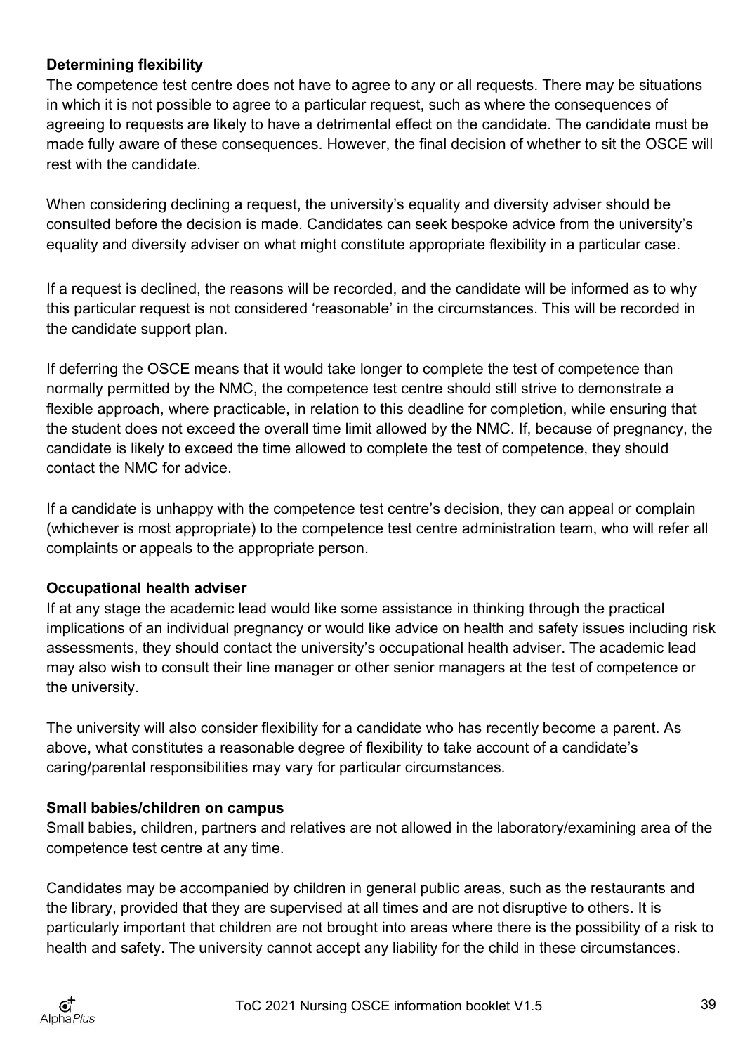**Determining flexibility**

The competence test centre does not have to agree to any or all requests. There may be situations in which it is not possible to agree to a particular request, such as where the consequences of agreeing to requests are likely to have a detrimental effect on the candidate. The candidate must be made fully aware of these consequences. However, the final decision of whether to sit the OSCE will rest with the candidate.

When considering declining a request, the university's equality and diversity adviser should be consulted before the decision is made. Candidates can seek bespoke advice from the university's equality and diversity adviser on what might constitute appropriate flexibility in a particular case.

If a request is declined, the reasons will be recorded, and the candidate will be informed as to why this particular request is not considered 'reasonable' in the circumstances. This will be recorded in the candidate support plan.

If deferring the OSCE means that it would take longer to complete the test of competence than normally permitted by the NMC, the competence test centre should still strive to demonstrate a flexible approach, where practicable, in relation to this deadline for completion, while ensuring that the student does not exceed the overall time limit allowed by the NMC. If, because of pregnancy, the candidate is likely to exceed the time allowed to complete the test of competence, they should contact the NMC for advice.

If a candidate is unhappy with the competence test centre's decision, they can appeal or complain (whichever is most appropriate) to the competence test centre administration team, who will refer all complaints or appeals to the appropriate person.

**Occupational health adviser**

If at any stage the academic lead would like some assistance in thinking through the practical implications of an individual pregnancy or would like advice on health and safety issues including risk assessments, they should contact the university's occupational health adviser. The academic lead may also wish to consult their line manager or other senior managers at the test of competence or the university.

The university will also consider flexibility for a candidate who has recently become a parent. As above, what constitutes a reasonable degree of flexibility to take account of a candidate's caring/parental responsibilities may vary for particular circumstances.

**Small babies/children on campus**

Small babies, children, partners and relatives are not allowed in the laboratory/examining area of the competence test centre at any time.

Candidates may be accompanied by children in general public areas, such as the restaurants and the library, provided that they are supervised at all times and are not disruptive to others. It is particularly important that children are not brought into areas where there is the possibility of a risk to health and safety. The university cannot accept any liability for the child in these circumstances.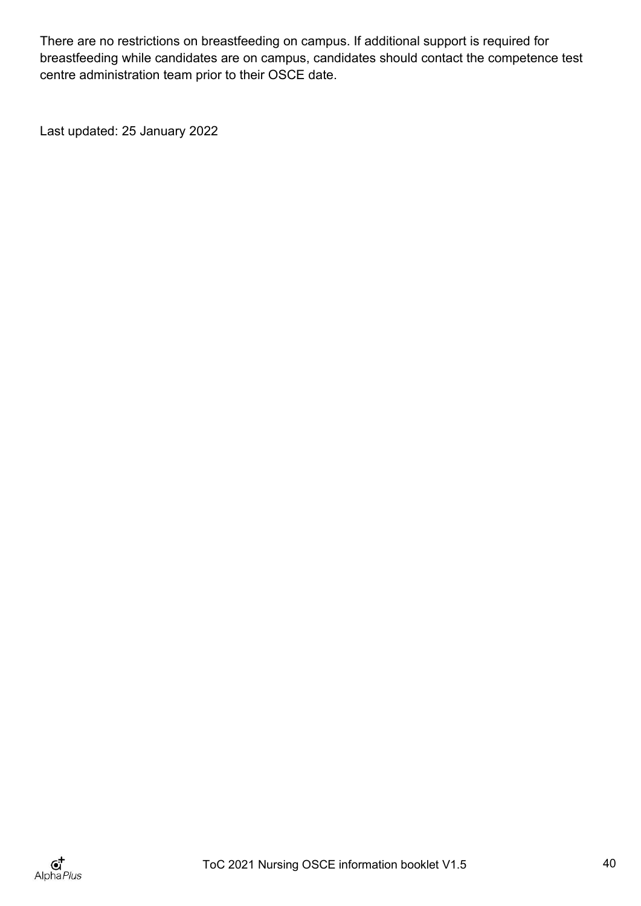There are no restrictions on breastfeeding on campus. If additional support is required for breastfeeding while candidates are on campus, candidates should contact the competence test centre administration team prior to their OSCE date.

Last updated: 25 January 2022